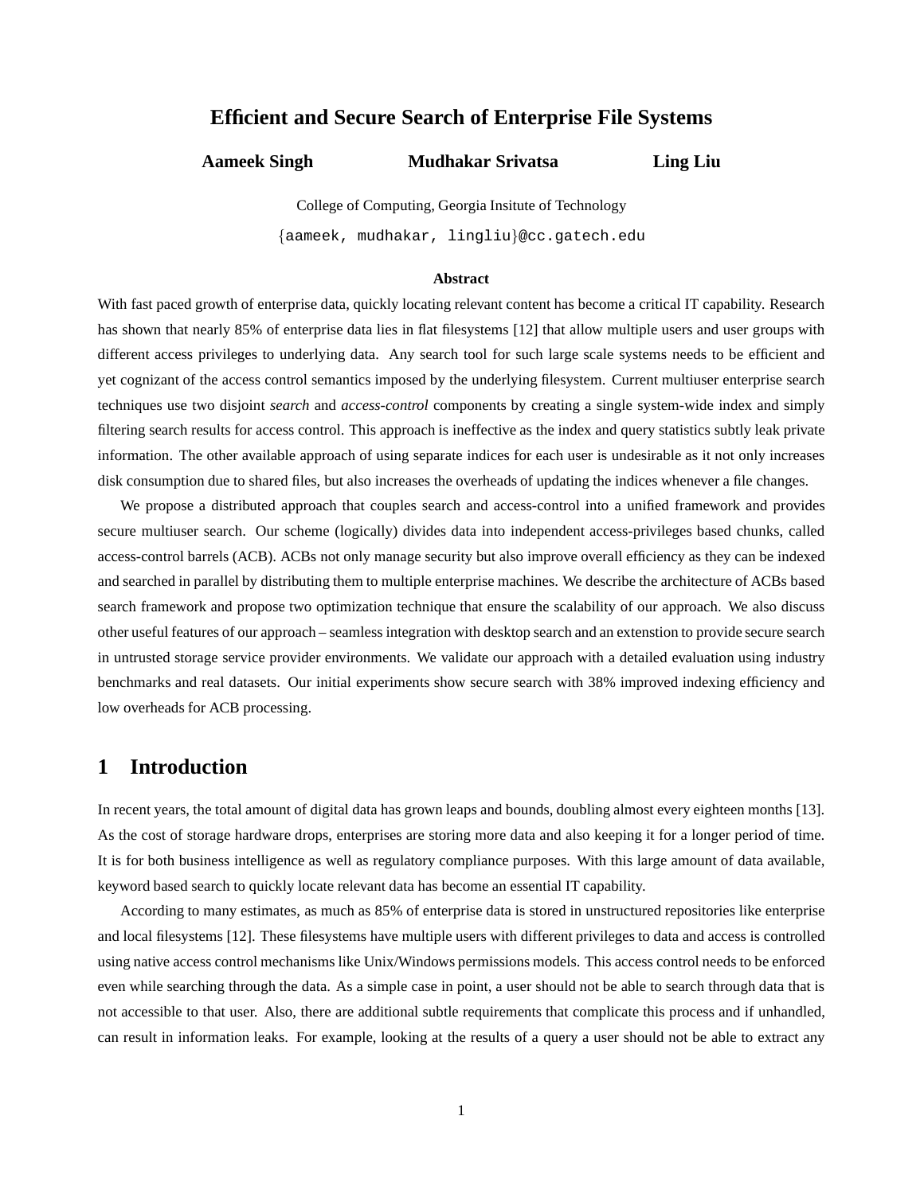# Efficient and Secure Search of Enterprise File Systems

**Aameek Singh** **Mudhakar Srivatsa** **Ling Liu**

College of Computing, Georgia Insitute of Technology

{aameek, mudhakar, lingliu}@cc.gatech.edu

### Abstract

With fast paced growth of enterprise data, quickly locating relevant content has become a critical IT capability. Research has shown that nearly 85% of enterprise data lies in flat filesystems [12] that allow multiple users and user groups with different access privileges to underlying data. Any search tool for such large scale systems needs to be efficient and yet cognizant of the access control semantics imposed by the underlying filesystem. Current multiuser enterprise search techniques use two disjoint *search* and *access-control* components by creating a single system-wide index and simply filtering search results for access control. This approach is ineffective as the index and query statistics subtly leak private information. The other available approach of using separate indices for each user is undesirable as it not only increases disk consumption due to shared files, but also increases the overheads of updating the indices whenever a file changes.

We propose a distributed approach that couples search and access-control into a unified framework and provides secure multiuser search. Our scheme (logically) divides data into independent access-privileges based chunks, called access-control barrels (ACB). ACBs not only manage security but also improve overall efficiency as they can be indexed and searched in parallel by distributing them to multiple enterprise machines. We describe the architecture of ACBs based search framework and propose two optimization technique that ensure the scalability of our approach. We also discuss other useful features of our approach – seamless integration with desktop search and an extenstion to provide secure search in untrusted storage service provider environments. We validate our approach with a detailed evaluation using industry benchmarks and real datasets. Our initial experiments show secure search with 38% improved indexing efficiency and low overheads for ACB processing.

## 1 Introduction

In recent years, the total amount of digital data has grown leaps and bounds, doubling almost every eighteen months [13]. As the cost of storage hardware drops, enterprises are storing more data and also keeping it for a longer period of time. It is for both business intelligence as well as regulatory compliance purposes. With this large amount of data available, keyword based search to quickly locate relevant data has become an essential IT capability.

According to many estimates, as much as 85% of enterprise data is stored in unstructured repositories like enterprise and local filesystems [12]. These filesystems have multiple users with different privileges to data and access is controlled using native access control mechanisms like Unix/Windows permissions models. This access control needs to be enforced even while searching through the data. As a simple case in point, a user should not be able to search through data that is not accessible to that user. Also, there are additional subtle requirements that complicate this process and if unhandled, can result in information leaks. For example, looking at the results of a query a user should not be able to extract any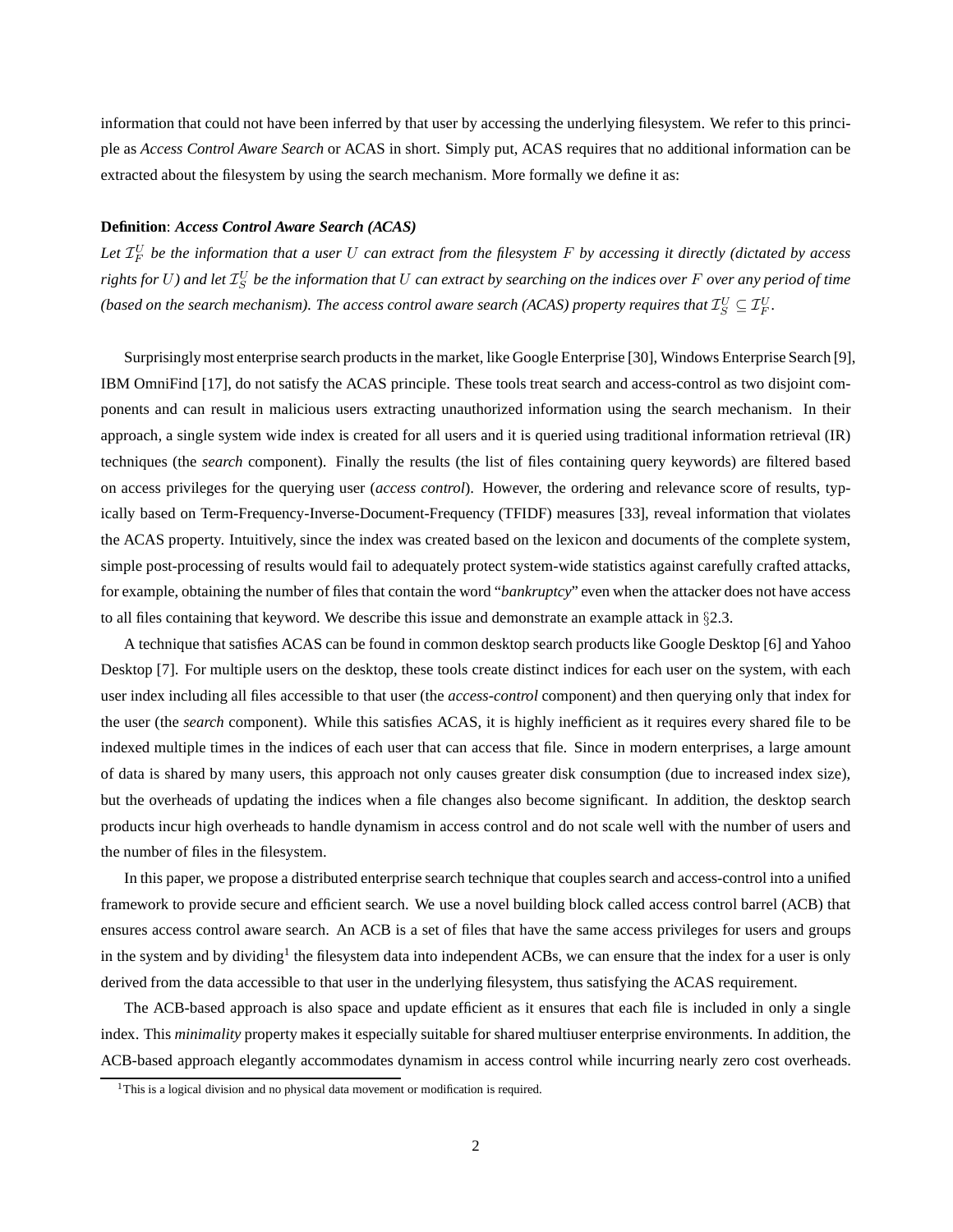information that could not have been inferred by that user by accessing the underlying filesystem. We refer to this principle as *Access Control Aware Search* or ACAS in short. Simply put, ACAS requires that no additional information can be extracted about the filesystem by using the search mechanism. More formally we define it as:

**Definition**: ***Access Control Aware Search (ACAS)***

*Let $\mathcal{I}_F^U$ be the information that a user $U$ can extract from the filesystem $F$ by accessing it directly (dictated by access rights for $U$) and let $\mathcal{I}_S^U$ be the information that $U$ can extract by searching on the indices over $F$ over any period of time (based on the search mechanism). The access control aware search (ACAS) property requires that $\mathcal{I}_S^U \subseteq \mathcal{I}_F^U$.*

Surprisingly most enterprise search products in the market, like Google Enterprise [30], Windows Enterprise Search [9], IBM OmniFind [17], do not satisfy the ACAS principle. These tools treat search and access-control as two disjoint components and can result in malicious users extracting unauthorized information using the search mechanism. In their approach, a single system wide index is created for all users and it is queried using traditional information retrieval (IR) techniques (the *search* component). Finally the results (the list of files containing query keywords) are filtered based on access privileges for the querying user (*access control*). However, the ordering and relevance score of results, typically based on Term-Frequency-Inverse-Document-Frequency (TFIDF) measures [33], reveal information that violates the ACAS property. Intuitively, since the index was created based on the lexicon and documents of the complete system, simple post-processing of results would fail to adequately protect system-wide statistics against carefully crafted attacks, for example, obtaining the number of files that contain the word "*bankruptcy*" even when the attacker does not have access to all files containing that keyword. We describe this issue and demonstrate an example attack in §2.3.

A technique that satisfies ACAS can be found in common desktop search products like Google Desktop [6] and Yahoo Desktop [7]. For multiple users on the desktop, these tools create distinct indices for each user on the system, with each user index including all files accessible to that user (the *access-control* component) and then querying only that index for the user (the *search* component). While this satisfies ACAS, it is highly inefficient as it requires every shared file to be indexed multiple times in the indices of each user that can access that file. Since in modern enterprises, a large amount of data is shared by many users, this approach not only causes greater disk consumption (due to increased index size), but the overheads of updating the indices when a file changes also become significant. In addition, the desktop search products incur high overheads to handle dynamism in access control and do not scale well with the number of users and the number of files in the filesystem.

In this paper, we propose a distributed enterprise search technique that couples search and access-control into a unified framework to provide secure and efficient search. We use a novel building block called access control barrel (ACB) that ensures access control aware search. An ACB is a set of files that have the same access privileges for users and groups in the system and by dividing[1] the filesystem data into independent ACBs, we can ensure that the index for a user is only derived from the data accessible to that user in the underlying filesystem, thus satisfying the ACAS requirement.

The ACB-based approach is also space and update efficient as it ensures that each file is included in only a single index. This *minimality* property makes it especially suitable for shared multiuser enterprise environments. In addition, the ACB-based approach elegantly accommodates dynamism in access control while incurring nearly zero cost overheads.

[1] This is a logical division and no physical data movement or modification is required.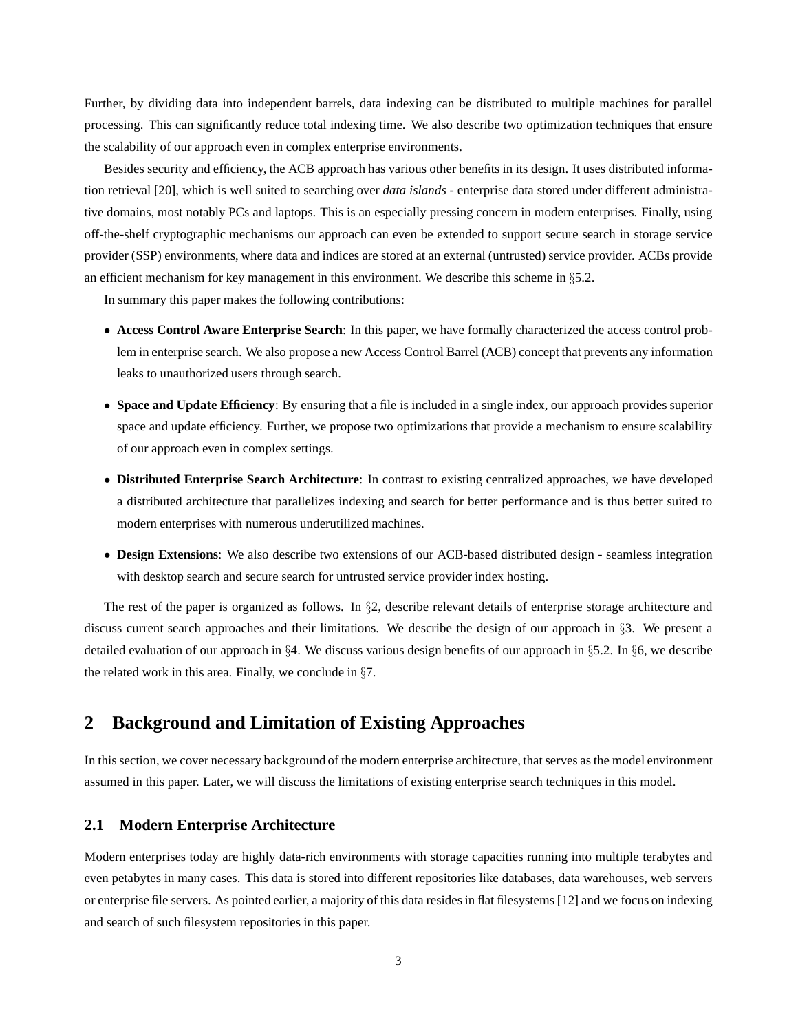Further, by dividing data into independent barrels, data indexing can be distributed to multiple machines for parallel processing. This can significantly reduce total indexing time. We also describe two optimization techniques that ensure the scalability of our approach even in complex enterprise environments.

Besides security and efficiency, the ACB approach has various other benefits in its design. It uses distributed information retrieval [20], which is well suited to searching over *data islands* - enterprise data stored under different administrative domains, most notably PCs and laptops. This is an especially pressing concern in modern enterprises. Finally, using off-the-shelf cryptographic mechanisms our approach can even be extended to support secure search in storage service provider (SSP) environments, where data and indices are stored at an external (untrusted) service provider. ACBs provide an efficient mechanism for key management in this environment. We describe this scheme in §5.2.

In summary this paper makes the following contributions:

- **Access Control Aware Enterprise Search**: In this paper, we have formally characterized the access control problem in enterprise search. We also propose a new Access Control Barrel (ACB) concept that prevents any information leaks to unauthorized users through search.
- **Space and Update Efficiency**: By ensuring that a file is included in a single index, our approach provides superior space and update efficiency. Further, we propose two optimizations that provide a mechanism to ensure scalability of our approach even in complex settings.
- **Distributed Enterprise Search Architecture**: In contrast to existing centralized approaches, we have developed a distributed architecture that parallelizes indexing and search for better performance and is thus better suited to modern enterprises with numerous underutilized machines.
- **Design Extensions**: We also describe two extensions of our ACB-based distributed design - seamless integration with desktop search and secure search for untrusted service provider index hosting.

The rest of the paper is organized as follows. In §2, describe relevant details of enterprise storage architecture and discuss current search approaches and their limitations. We describe the design of our approach in §3. We present a detailed evaluation of our approach in §4. We discuss various design benefits of our approach in §5.2. In §6, we describe the related work in this area. Finally, we conclude in §7.

## 2 Background and Limitation of Existing Approaches

In this section, we cover necessary background of the modern enterprise architecture, that serves as the model environment assumed in this paper. Later, we will discuss the limitations of existing enterprise search techniques in this model.

### 2.1 Modern Enterprise Architecture

Modern enterprises today are highly data-rich environments with storage capacities running into multiple terabytes and even petabytes in many cases. This data is stored into different repositories like databases, data warehouses, web servers or enterprise file servers. As pointed earlier, a majority of this data resides in flat filesystems [12] and we focus on indexing and search of such filesystem repositories in this paper.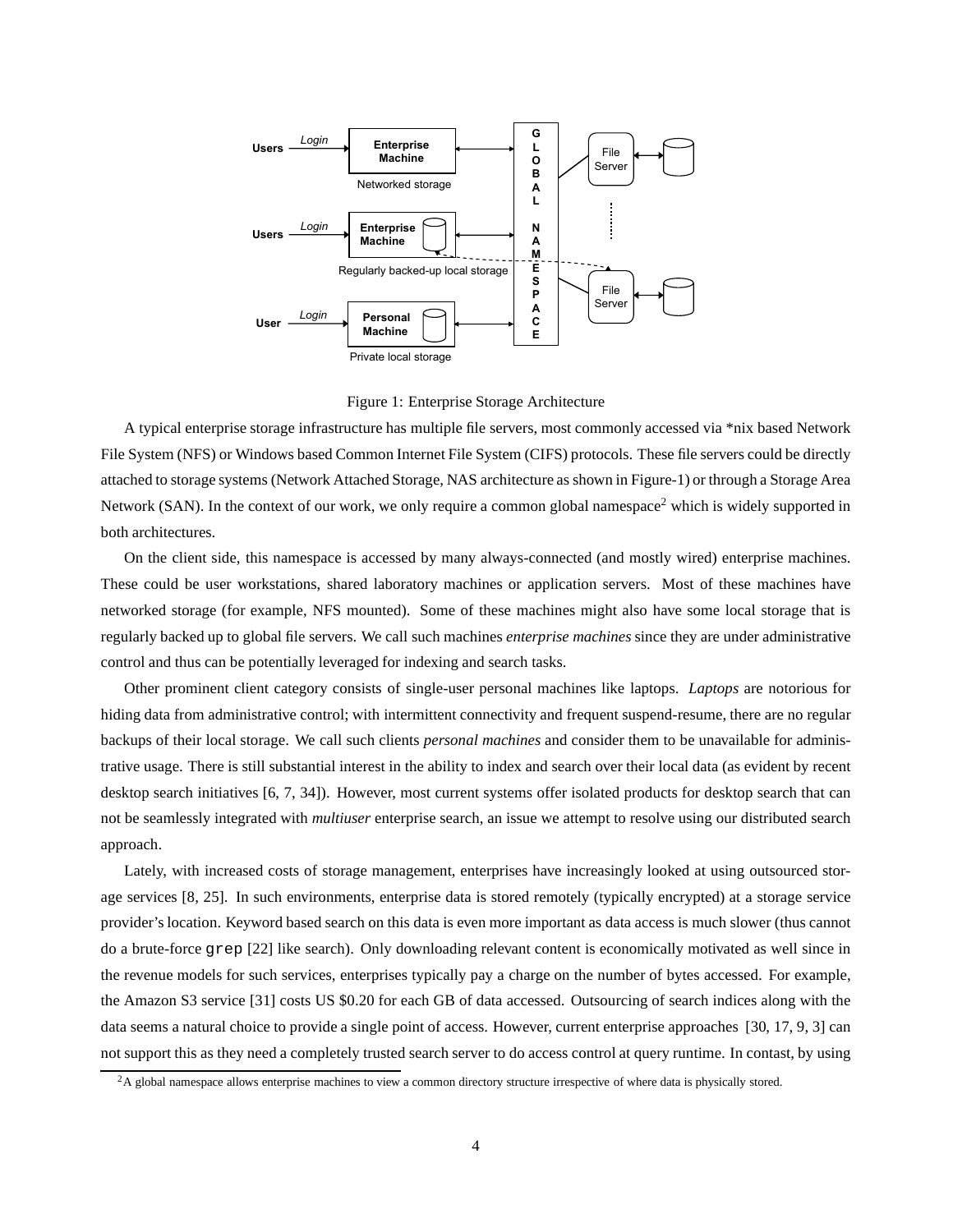Figure 1: Enterprise Storage Architecture

A typical enterprise storage infrastructure has multiple file servers, most commonly accessed via *nix based Network File System (NFS) or Windows based Common Internet File System (CIFS) protocols. These file servers could be directly attached to storage systems (Network Attached Storage, NAS architecture as shown in Figure-1) or through a Storage Area Network (SAN). In the context of our work, we only require a common global namespace[2] which is widely supported in both architectures.

On the client side, this namespace is accessed by many always-connected (and mostly wired) enterprise machines. These could be user workstations, shared laboratory machines or application servers. Most of these machines have networked storage (for example, NFS mounted). Some of these machines might also have some local storage that is regularly backed up to global file servers. We call such machines *enterprise machines* since they are under administrative control and thus can be potentially leveraged for indexing and search tasks.

Other prominent client category consists of single-user personal machines like laptops. *Laptops* are notorious for hiding data from administrative control; with intermittent connectivity and frequent suspend-resume, there are no regular backups of their local storage. We call such clients *personal machines* and consider them to be unavailable for administrative usage. There is still substantial interest in the ability to index and search over their local data (as evident by recent desktop search initiatives [6, 7, 34]). However, most current systems offer isolated products for desktop search that can not be seamlessly integrated with *multiuser* enterprise search, an issue we attempt to resolve using our distributed search approach.

Lately, with increased costs of storage management, enterprises have increasingly looked at using outsourced storage services [8, 25]. In such environments, enterprise data is stored remotely (typically encrypted) at a storage service provider's location. Keyword based search on this data is even more important as data access is much slower (thus cannot do a brute-force `grep` [22] like search). Only downloading relevant content is economically motivated as well since in the revenue models for such services, enterprises typically pay a charge on the number of bytes accessed. For example, the Amazon S3 service [31] costs US $0.20 for each GB of data accessed. Outsourcing of search indices along with the data seems a natural choice to provide a single point of access. However, current enterprise approaches [30, 17, 9, 3] can not support this as they need a completely trusted search server to do access control at query runtime. In contast, by using

[2] A global namespace allows enterprise machines to view a common directory structure irrespective of where data is physically stored.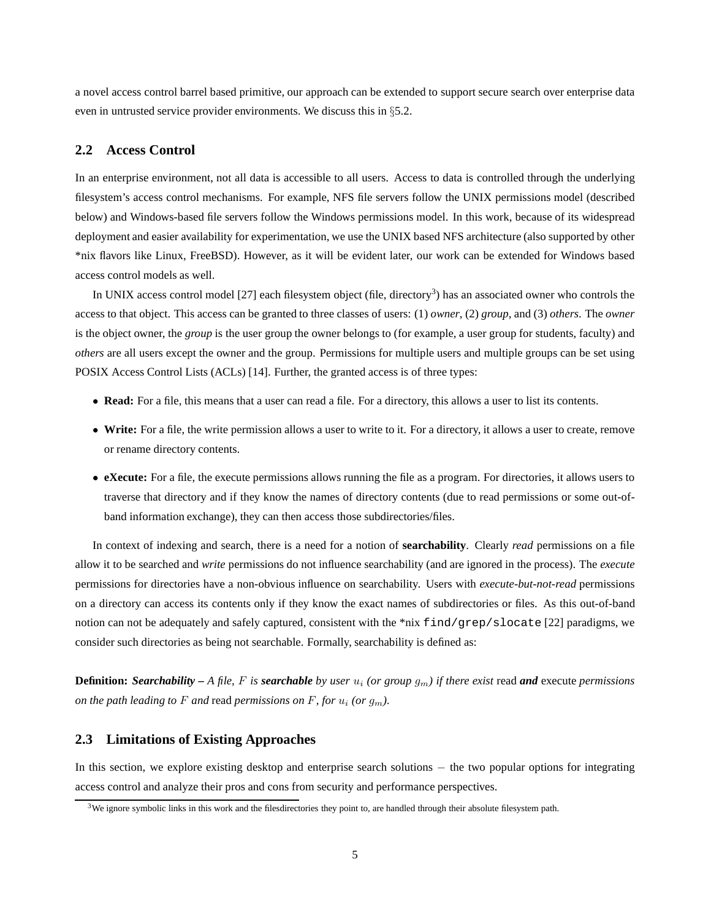a novel access control barrel based primitive, our approach can be extended to support secure search over enterprise data even in untrusted service provider environments. We discuss this in §5.2.

## 2.2 Access Control

In an enterprise environment, not all data is accessible to all users. Access to data is controlled through the underlying filesystem's access control mechanisms. For example, NFS file servers follow the UNIX permissions model (described below) and Windows-based file servers follow the Windows permissions model. In this work, because of its widespread deployment and easier availability for experimentation, we use the UNIX based NFS architecture (also supported by other *nix flavors like Linux, FreeBSD). However, as it will be evident later, our work can be extended for Windows based access control models as well.

In UNIX access control model [27] each filesystem object (file, directory[3]) has an associated owner who controls the access to that object. This access can be granted to three classes of users: (1) *owner*, (2) *group*, and (3) *others*. The *owner* is the object owner, the *group* is the user group the owner belongs to (for example, a user group for students, faculty) and *others* are all users except the owner and the group. Permissions for multiple users and multiple groups can be set using POSIX Access Control Lists (ACLs) [14]. Further, the granted access is of three types:

- **Read:** For a file, this means that a user can read a file. For a directory, this allows a user to list its contents.
- **Write:** For a file, the write permission allows a user to write to it. For a directory, it allows a user to create, remove or rename directory contents.
- **eXecute:** For a file, the execute permissions allows running the file as a program. For directories, it allows users to traverse that directory and if they know the names of directory contents (due to read permissions or some out-of-band information exchange), they can then access those subdirectories/files.

In context of indexing and search, there is a need for a notion of **searchability**. Clearly *read* permissions on a file allow it to be searched and *write* permissions do not influence searchability (and are ignored in the process). The *execute* permissions for directories have a non-obvious influence on searchability. Users with *execute-but-not-read* permissions on a directory can access its contents only if they know the exact names of subdirectories or files. As this out-of-band notion can not be adequately and safely captured, consistent with the *nix `find/grep/slocate` [22] paradigms, we consider such directories as being not searchable. Formally, searchability is defined as:

**Definition:** ***Searchability*** *– A file, $F$ is* ***searchable*** *by user $u_i$ (or group $g_m$) if there exist* read ***and*** execute *permissions on the path leading to $F$ and* read *permissions on $F$, for $u_i$ (or $g_m$).*

## 2.3 Limitations of Existing Approaches

In this section, we explore existing desktop and enterprise search solutions – the two popular options for integrating access control and analyze their pros and cons from security and performance perspectives.

[3]We ignore symbolic links in this work and the filesdirectories they point to, are handled through their absolute filesystem path.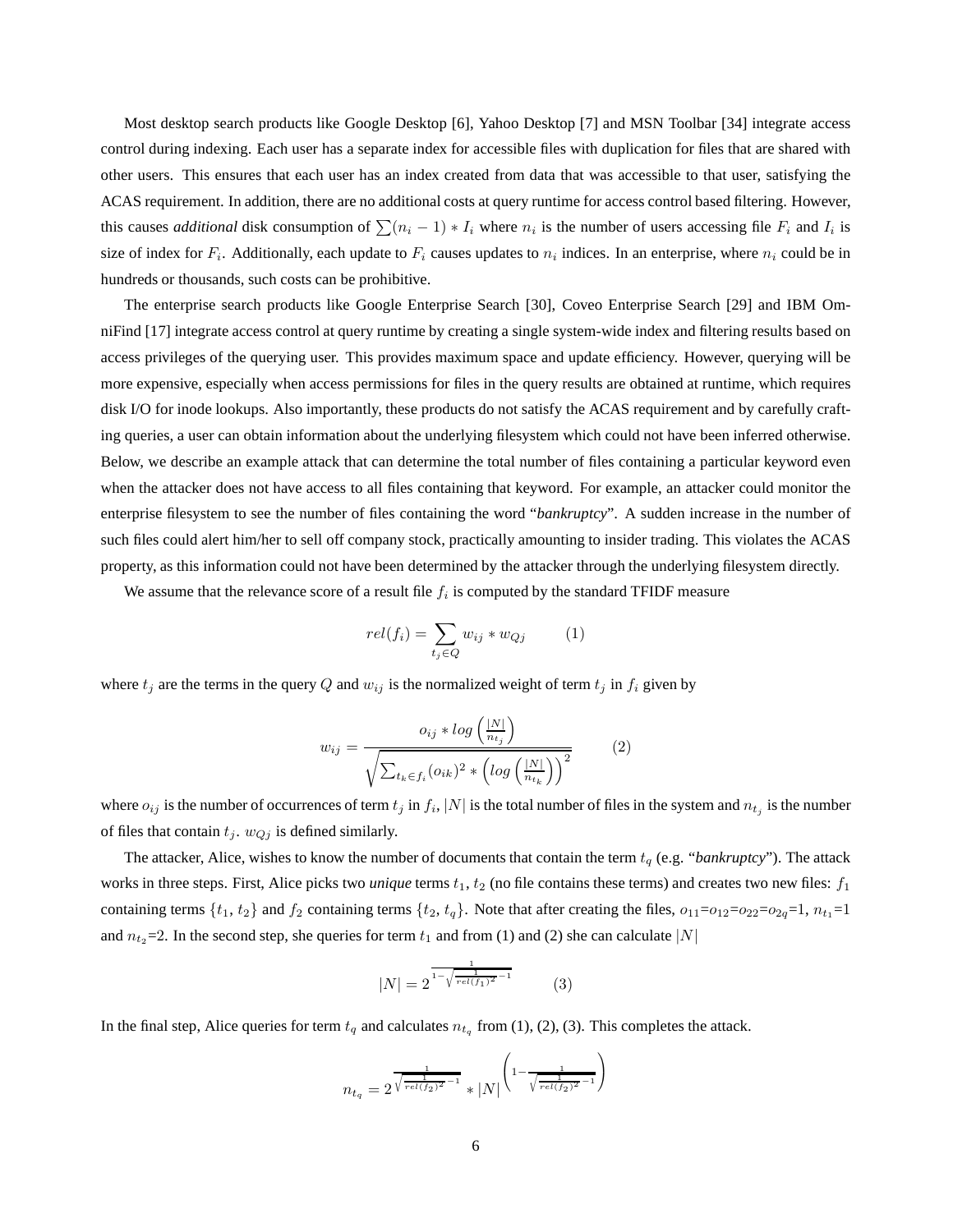Most desktop search products like Google Desktop [6], Yahoo Desktop [7] and MSN Toolbar [34] integrate access control during indexing. Each user has a separate index for accessible files with duplication for files that are shared with other users. This ensures that each user has an index created from data that was accessible to that user, satisfying the ACAS requirement. In addition, there are no additional costs at query runtime for access control based filtering. However, this causes *additional* disk consumption of $\sum(n_i - 1) * I_i$ where $n_i$ is the number of users accessing file $F_i$ and $I_i$ is size of index for $F_i$. Additionally, each update to $F_i$ causes updates to $n_i$ indices. In an enterprise, where $n_i$ could be in hundreds or thousands, such costs can be prohibitive.

The enterprise search products like Google Enterprise Search [30], Coveo Enterprise Search [29] and IBM OmniFind [17] integrate access control at query runtime by creating a single system-wide index and filtering results based on access privileges of the querying user. This provides maximum space and update efficiency. However, querying will be more expensive, especially when access permissions for files in the query results are obtained at runtime, which requires disk I/O for inode lookups. Also importantly, these products do not satisfy the ACAS requirement and by carefully crafting queries, a user can obtain information about the underlying filesystem which could not have been inferred otherwise. Below, we describe an example attack that can determine the total number of files containing a particular keyword even when the attacker does not have access to all files containing that keyword. For example, an attacker could monitor the enterprise filesystem to see the number of files containing the word "*bankruptcy*". A sudden increase in the number of such files could alert him/her to sell off company stock, practically amounting to insider trading. This violates the ACAS property, as this information could not have been determined by the attacker through the underlying filesystem directly.

We assume that the relevance score of a result file $f_i$ is computed by the standard TFIDF measure

$$rel(f_i) = \sum_{t_j \in Q} w_{ij} * w_{Qj} \qquad (1)$$

where $t_j$ are the terms in the query $Q$ and $w_{ij}$ is the normalized weight of term $t_j$ in $f_i$ given by

$$w_{ij} = \frac{o_{ij} * log\left(\frac{|N|}{n_{t_j}}\right)}{\sqrt{\sum_{t_k \in f_i} (o_{ik})^2 * \left(log\left(\frac{|N|}{n_{t_k}}\right)\right)^2}} \qquad (2)$$

where $o_{ij}$ is the number of occurrences of term $t_j$ in $f_i$, $|N|$ is the total number of files in the system and $n_{t_j}$ is the number of files that contain $t_j$. $w_{Qj}$ is defined similarly.

The attacker, Alice, wishes to know the number of documents that contain the term $t_q$ (e.g. "*bankruptcy*"). The attack works in three steps. First, Alice picks two *unique* terms $t_1$, $t_2$ (no file contains these terms) and creates two new files: $f_1$ containing terms $\{t_1, t_2\}$ and $f_2$ containing terms $\{t_2, t_q\}$. Note that after creating the files, $o_{11}$=$o_{12}$=$o_{22}$=$o_{2q}$=1, $n_{t_1}$=1 and $n_{t_2}$=2. In the second step, she queries for term $t_1$ and from (1) and (2) she can calculate $|N|$

$$|N| = 2^{\frac{1}{1-\sqrt{\frac{1}{rel(f_1)^2}-1}}} \qquad (3)$$

In the final step, Alice queries for term $t_q$ and calculates $n_{t_q}$ from (1), (2), (3). This completes the attack.

$$n_{t_q} = 2^{\frac{1}{\sqrt{\frac{1}{rel(f_2)^2}-1}}} * |N|^{\left(1-\frac{1}{\sqrt{\frac{1}{rel(f_2)^2}-1}}\right)}$$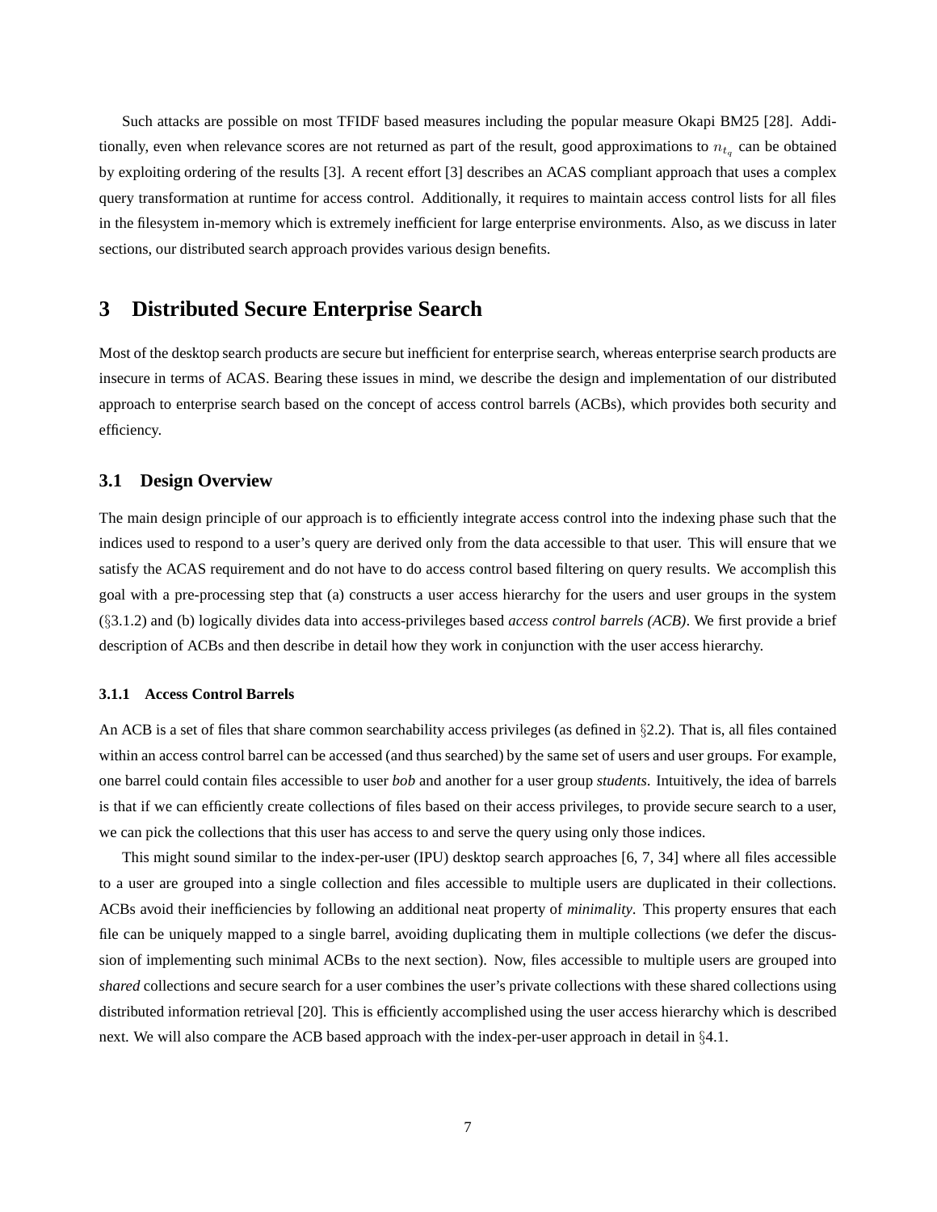Such attacks are possible on most TFIDF based measures including the popular measure Okapi BM25 [28]. Additionally, even when relevance scores are not returned as part of the result, good approximations to $n_{t_q}$ can be obtained by exploiting ordering of the results [3]. A recent effort [3] describes an ACAS compliant approach that uses a complex query transformation at runtime for access control. Additionally, it requires to maintain access control lists for all files in the filesystem in-memory which is extremely inefficient for large enterprise environments. Also, as we discuss in later sections, our distributed search approach provides various design benefits.

# 3 Distributed Secure Enterprise Search

Most of the desktop search products are secure but inefficient for enterprise search, whereas enterprise search products are insecure in terms of ACAS. Bearing these issues in mind, we describe the design and implementation of our distributed approach to enterprise search based on the concept of access control barrels (ACBs), which provides both security and efficiency.

## 3.1 Design Overview

The main design principle of our approach is to efficiently integrate access control into the indexing phase such that the indices used to respond to a user's query are derived only from the data accessible to that user. This will ensure that we satisfy the ACAS requirement and do not have to do access control based filtering on query results. We accomplish this goal with a pre-processing step that (a) constructs a user access hierarchy for the users and user groups in the system (§3.1.2) and (b) logically divides data into access-privileges based *access control barrels (ACB)*. We first provide a brief description of ACBs and then describe in detail how they work in conjunction with the user access hierarchy.

### 3.1.1 Access Control Barrels

An ACB is a set of files that share common searchability access privileges (as defined in §2.2). That is, all files contained within an access control barrel can be accessed (and thus searched) by the same set of users and user groups. For example, one barrel could contain files accessible to user *bob* and another for a user group *students*. Intuitively, the idea of barrels is that if we can efficiently create collections of files based on their access privileges, to provide secure search to a user, we can pick the collections that this user has access to and serve the query using only those indices.

This might sound similar to the index-per-user (IPU) desktop search approaches [6, 7, 34] where all files accessible to a user are grouped into a single collection and files accessible to multiple users are duplicated in their collections. ACBs avoid their inefficiencies by following an additional neat property of *minimality*. This property ensures that each file can be uniquely mapped to a single barrel, avoiding duplicating them in multiple collections (we defer the discussion of implementing such minimal ACBs to the next section). Now, files accessible to multiple users are grouped into *shared* collections and secure search for a user combines the user's private collections with these shared collections using distributed information retrieval [20]. This is efficiently accomplished using the user access hierarchy which is described next. We will also compare the ACB based approach with the index-per-user approach in detail in §4.1.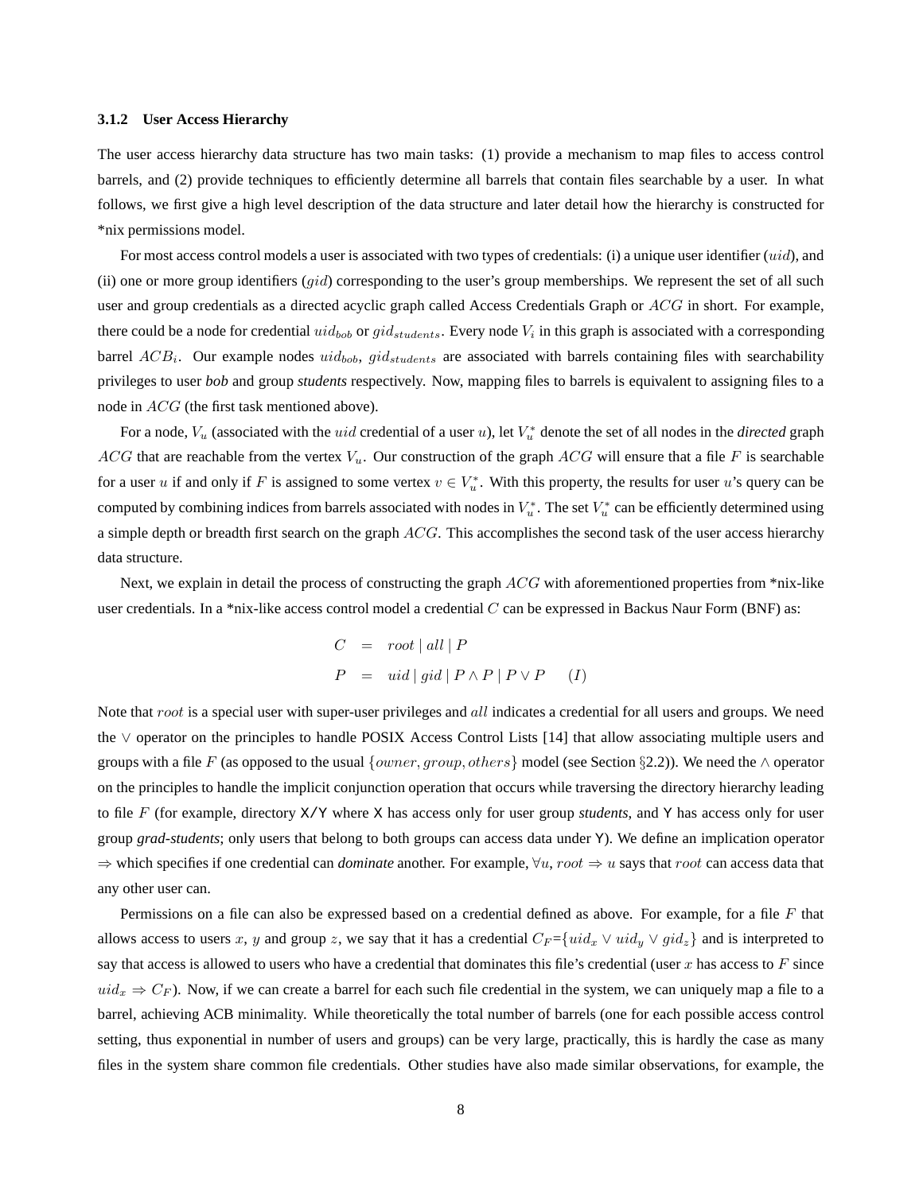### 3.1.2 User Access Hierarchy

The user access hierarchy data structure has two main tasks: (1) provide a mechanism to map files to access control barrels, and (2) provide techniques to efficiently determine all barrels that contain files searchable by a user. In what follows, we first give a high level description of the data structure and later detail how the hierarchy is constructed for *nix permissions model.

For most access control models a user is associated with two types of credentials: (i) a unique user identifier ($uid$), and (ii) one or more group identifiers ($gid$) corresponding to the user's group memberships. We represent the set of all such user and group credentials as a directed acyclic graph called Access Credentials Graph or $ACG$ in short. For example, there could be a node for credential $uid_{bob}$ or $gid_{students}$. Every node $V_i$ in this graph is associated with a corresponding barrel $ACB_i$. Our example nodes $uid_{bob}$, $gid_{students}$ are associated with barrels containing files with searchability privileges to user ***bob*** and group ***students*** respectively. Now, mapping files to barrels is equivalent to assigning files to a node in $ACG$ (the first task mentioned above).

For a node, $V_u$ (associated with the $uid$ credential of a user $u$), let $V_u^*$ denote the set of all nodes in the ***directed*** graph $ACG$ that are reachable from the vertex $V_u$. Our construction of the graph $ACG$ will ensure that a file $F$ is searchable for a user $u$ if and only if $F$ is assigned to some vertex $v \in V_u^*$. With this property, the results for user $u$'s query can be computed by combining indices from barrels associated with nodes in $V_u^*$. The set $V_u^*$ can be efficiently determined using a simple depth or breadth first search on the graph $ACG$. This accomplishes the second task of the user access hierarchy data structure.

Next, we explain in detail the process of constructing the graph $ACG$ with aforementioned properties from *nix-like user credentials. In a *nix-like access control model a credential $C$ can be expressed in Backus Naur Form (BNF) as:

$$\begin{aligned} C &= root \mid all \mid P \\ P &= uid \mid gid \mid P \wedge P \mid P \vee P \qquad (I) \end{aligned}$$

Note that $root$ is a special user with super-user privileges and $all$ indicates a credential for all users and groups. We need the $\vee$ operator on the principles to handle POSIX Access Control Lists [14] that allow associating multiple users and groups with a file $F$ (as opposed to the usual $\{owner, group, others\}$ model (see Section §2.2)). We need the $\wedge$ operator on the principles to handle the implicit conjunction operation that occurs while traversing the directory hierarchy leading to file $F$ (for example, directory X/Y where X has access only for user group ***students***, and Y has access only for user group ***grad-students***; only users that belong to both groups can access data under Y). We define an implication operator $\Rightarrow$ which specifies if one credential can ***dominate*** another. For example, $\forall u$, $root \Rightarrow u$ says that $root$ can access data that any other user can.

Permissions on a file can also be expressed based on a credential defined as above. For example, for a file $F$ that allows access to users $x$, $y$ and group $z$, we say that it has a credential $C_F$=$\{uid_x \vee uid_y \vee gid_z\}$ and is interpreted to say that access is allowed to users who have a credential that dominates this file's credential (user $x$ has access to $F$ since $uid_x \Rightarrow C_F$). Now, if we can create a barrel for each such file credential in the system, we can uniquely map a file to a barrel, achieving ACB minimality. While theoretically the total number of barrels (one for each possible access control setting, thus exponential in number of users and groups) can be very large, practically, this is hardly the case as many files in the system share common file credentials. Other studies have also made similar observations, for example, the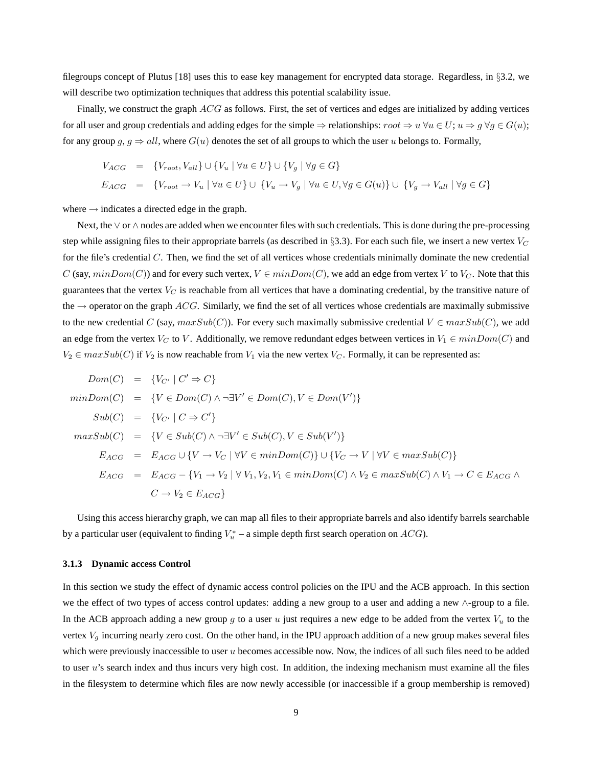filegroups concept of Plutus [18] uses this to ease key management for encrypted data storage. Regardless, in §3.2, we will describe two optimization techniques that address this potential scalability issue.

Finally, we construct the graph $ACG$ as follows. First, the set of vertices and edges are initialized by adding vertices for all user and group credentials and adding edges for the simple $\Rightarrow$ relationships: $root \Rightarrow u\ \forall u \in U$; $u \Rightarrow g\ \forall g \in G(u)$; for any group $g$, $g \Rightarrow all$, where $G(u)$ denotes the set of all groups to which the user $u$ belongs to. Formally,

$$
\begin{aligned}
V_{ACG} &= \{V_{root}, V_{all}\} \cup \{V_u \mid \forall u \in U\} \cup \{V_g \mid \forall g \in G\} \\
E_{ACG} &= \{V_{root} \rightarrow V_u \mid \forall u \in U\} \cup \{V_u \rightarrow V_g \mid \forall u \in U, \forall g \in G(u)\} \cup \{V_g \rightarrow V_{all} \mid \forall g \in G\}
\end{aligned}
$$

where $\rightarrow$ indicates a directed edge in the graph.

Next, the $\vee$ or $\wedge$ nodes are added when we encounter files with such credentials. This is done during the pre-processing step while assigning files to their appropriate barrels (as described in §3.3). For each such file, we insert a new vertex $V_C$ for the file's credential $C$. Then, we find the set of all vertices whose credentials minimally dominate the new credential $C$ (say, $minDom(C)$) and for every such vertex, $V \in minDom(C)$, we add an edge from vertex $V$ to $V_C$. Note that this guarantees that the vertex $V_C$ is reachable from all vertices that have a dominating credential, by the transitive nature of the $\rightarrow$ operator on the graph $ACG$. Similarly, we find the set of all vertices whose credentials are maximally submissive to the new credential $C$ (say, $maxSub(C)$). For every such maximally submissive credential $V \in maxSub(C)$, we add an edge from the vertex $V_C$ to $V$. Additionally, we remove redundant edges between vertices in $V_1 \in minDom(C)$ and $V_2 \in maxSub(C)$ if $V_2$ is now reachable from $V_1$ via the new vertex $V_C$. Formally, it can be represented as:

$$
\begin{aligned}
Dom(C) &= \{V_{C'} \mid C' \Rightarrow C\} \\
minDom(C) &= \{V \in Dom(C) \wedge \neg\exists V' \in Dom(C), V \in Dom(V')\} \\
Sub(C) &= \{V_{C'} \mid C \Rightarrow C'\} \\
maxSub(C) &= \{V \in Sub(C) \wedge \neg\exists V' \in Sub(C), V \in Sub(V')\} \\
E_{ACG} &= E_{ACG} \cup \{V \rightarrow V_C \mid \forall V \in minDom(C)\} \cup \{V_C \rightarrow V \mid \forall V \in maxSub(C)\} \\
E_{ACG} &= E_{ACG} - \{V_1 \rightarrow V_2 \mid \forall\, V_1, V_2, V_1 \in minDom(C) \wedge V_2 \in maxSub(C) \wedge V_1 \rightarrow C \in E_{ACG} \wedge \\
&\quad\ C \rightarrow V_2 \in E_{ACG}\}
\end{aligned}
$$

Using this access hierarchy graph, we can map all files to their appropriate barrels and also identify barrels searchable by a particular user (equivalent to finding $V_u^*$ – a simple depth first search operation on $ACG$).

### 3.1.3 Dynamic access Control

In this section we study the effect of dynamic access control policies on the IPU and the ACB approach. In this section we the effect of two types of access control updates: adding a new group to a user and adding a new $\wedge$-group to a file. In the ACB approach adding a new group $g$ to a user $u$ just requires a new edge to be added from the vertex $V_u$ to the vertex $V_g$ incurring nearly zero cost. On the other hand, in the IPU approach addition of a new group makes several files which were previously inaccessible to user $u$ becomes accessible now. Now, the indices of all such files need to be added to user $u$'s search index and thus incurs very high cost. In addition, the indexing mechanism must examine all the files in the filesystem to determine which files are now newly accessible (or inaccessible if a group membership is removed)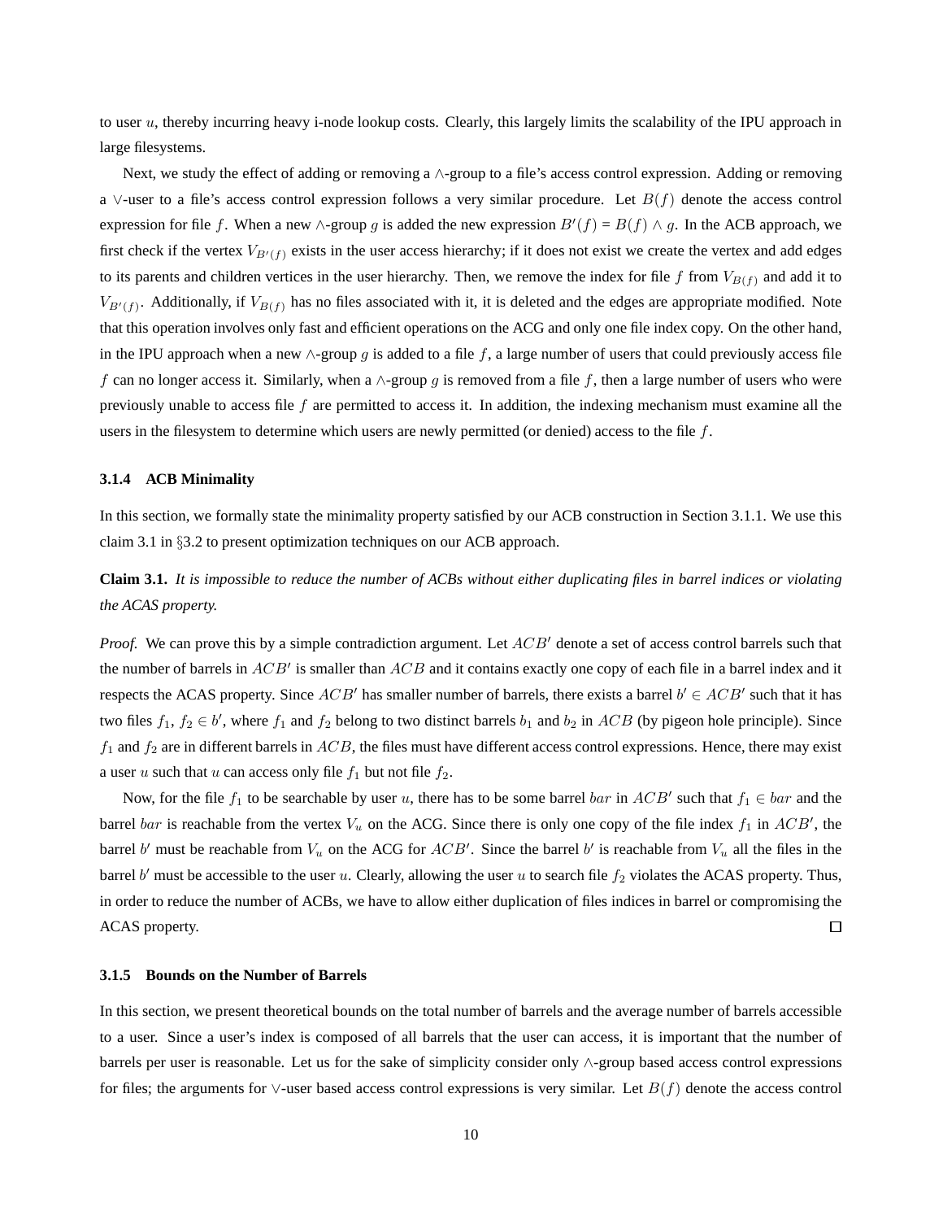to user $u$, thereby incurring heavy i-node lookup costs. Clearly, this largely limits the scalability of the IPU approach in large filesystems.

Next, we study the effect of adding or removing a $\wedge$-group to a file's access control expression. Adding or removing a $\vee$-user to a file's access control expression follows a very similar procedure. Let $B(f)$ denote the access control expression for file $f$. When a new $\wedge$-group $g$ is added the new expression $B'(f) = B(f) \wedge g$. In the ACB approach, we first check if the vertex $V_{B'(f)}$ exists in the user access hierarchy; if it does not exist we create the vertex and add edges to its parents and children vertices in the user hierarchy. Then, we remove the index for file $f$ from $V_{B(f)}$ and add it to $V_{B'(f)}$. Additionally, if $V_{B(f)}$ has no files associated with it, it is deleted and the edges are appropriate modified. Note that this operation involves only fast and efficient operations on the ACG and only one file index copy. On the other hand, in the IPU approach when a new $\wedge$-group $g$ is added to a file $f$, a large number of users that could previously access file $f$ can no longer access it. Similarly, when a $\wedge$-group $g$ is removed from a file $f$, then a large number of users who were previously unable to access file $f$ are permitted to access it. In addition, the indexing mechanism must examine all the users in the filesystem to determine which users are newly permitted (or denied) access to the file $f$.

### 3.1.4 ACB Minimality

In this section, we formally state the minimality property satisfied by our ACB construction in Section 3.1.1. We use this claim 3.1 in §3.2 to present optimization techniques on our ACB approach.

**Claim 3.1.** *It is impossible to reduce the number of ACBs without either duplicating files in barrel indices or violating the ACAS property.*

*Proof.* We can prove this by a simple contradiction argument. Let $ACB'$ denote a set of access control barrels such that the number of barrels in $ACB'$ is smaller than $ACB$ and it contains exactly one copy of each file in a barrel index and it respects the ACAS property. Since $ACB'$ has smaller number of barrels, there exists a barrel $b' \in ACB'$ such that it has two files $f_1$, $f_2 \in b'$, where $f_1$ and $f_2$ belong to two distinct barrels $b_1$ and $b_2$ in $ACB$ (by pigeon hole principle). Since $f_1$ and $f_2$ are in different barrels in $ACB$, the files must have different access control expressions. Hence, there may exist a user $u$ such that $u$ can access only file $f_1$ but not file $f_2$.

Now, for the file $f_1$ to be searchable by user $u$, there has to be some barrel $bar$ in $ACB'$ such that $f_1 \in bar$ and the barrel $bar$ is reachable from the vertex $V_u$ on the ACG. Since there is only one copy of the file index $f_1$ in $ACB'$, the barrel $b'$ must be reachable from $V_u$ on the ACG for $ACB'$. Since the barrel $b'$ is reachable from $V_u$ all the files in the barrel $b'$ must be accessible to the user $u$. Clearly, allowing the user $u$ to search file $f_2$ violates the ACAS property. Thus, in order to reduce the number of ACBs, we have to allow either duplication of files indices in barrel or compromising the ACAS property. □

### 3.1.5 Bounds on the Number of Barrels

In this section, we present theoretical bounds on the total number of barrels and the average number of barrels accessible to a user. Since a user's index is composed of all barrels that the user can access, it is important that the number of barrels per user is reasonable. Let us for the sake of simplicity consider only $\wedge$-group based access control expressions for files; the arguments for $\vee$-user based access control expressions is very similar. Let $B(f)$ denote the access control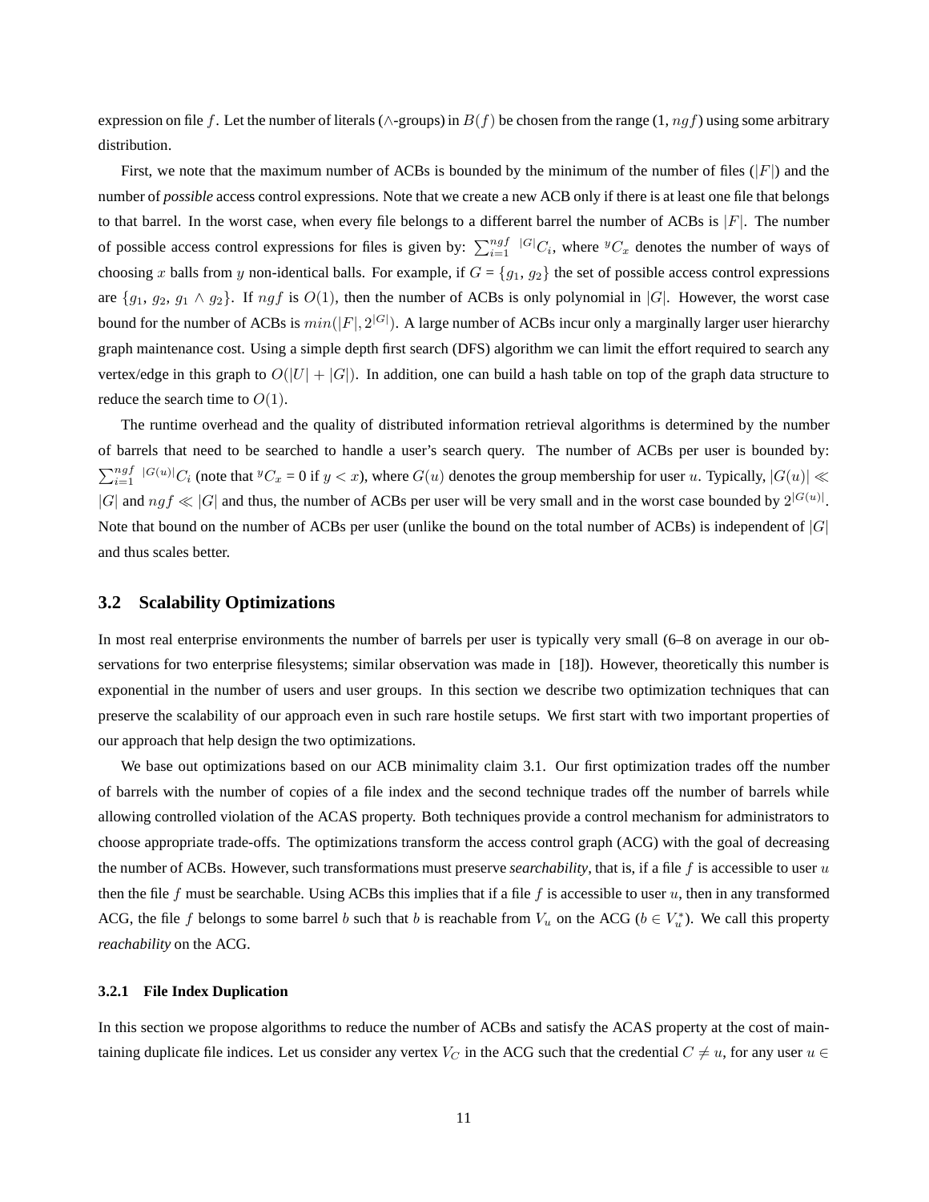expression on file $f$. Let the number of literals ($\wedge$-groups) in $B(f)$ be chosen from the range (1, $ngf$) using some arbitrary distribution.

First, we note that the maximum number of ACBs is bounded by the minimum of the number of files ($|F|$) and the number of *possible* access control expressions. Note that we create a new ACB only if there is at least one file that belongs to that barrel. In the worst case, when every file belongs to a different barrel the number of ACBs is $|F|$. The number of possible access control expressions for files is given by: $\sum_{i=1}^{ngf} {}^{|G|}C_i$, where ${}^{y}C_x$ denotes the number of ways of choosing $x$ balls from $y$ non-identical balls. For example, if $G = \{g_1, g_2\}$ the set of possible access control expressions are $\{g_1, g_2, g_1 \wedge g_2\}$. If $ngf$ is $O(1)$, then the number of ACBs is only polynomial in $|G|$. However, the worst case bound for the number of ACBs is $min(|F|, 2^{|G|})$. A large number of ACBs incur only a marginally larger user hierarchy graph maintenance cost. Using a simple depth first search (DFS) algorithm we can limit the effort required to search any vertex/edge in this graph to $O(|U| + |G|)$. In addition, one can build a hash table on top of the graph data structure to reduce the search time to $O(1)$.

The runtime overhead and the quality of distributed information retrieval algorithms is determined by the number of barrels that need to be searched to handle a user's search query. The number of ACBs per user is bounded by: $\sum_{i=1}^{ngf} {}^{|G(u)|}C_i$ (note that ${}^{y}C_x$ = 0 if $y < x$), where $G(u)$ denotes the group membership for user $u$. Typically, $|G(u)| \lll |G|$ and $ngf \lll |G|$ and thus, the number of ACBs per user will be very small and in the worst case bounded by $2^{|G(u)|}$. Note that bound on the number of ACBs per user (unlike the bound on the total number of ACBs) is independent of $|G|$ and thus scales better.

## 3.2 Scalability Optimizations

In most real enterprise environments the number of barrels per user is typically very small (6–8 on average in our observations for two enterprise filesystems; similar observation was made in [18]). However, theoretically this number is exponential in the number of users and user groups. In this section we describe two optimization techniques that can preserve the scalability of our approach even in such rare hostile setups. We first start with two important properties of our approach that help design the two optimizations.

We base out optimizations based on our ACB minimality claim 3.1. Our first optimization trades off the number of barrels with the number of copies of a file index and the second technique trades off the number of barrels while allowing controlled violation of the ACAS property. Both techniques provide a control mechanism for administrators to choose appropriate trade-offs. The optimizations transform the access control graph (ACG) with the goal of decreasing the number of ACBs. However, such transformations must preserve *searchability*, that is, if a file $f$ is accessible to user $u$ then the file $f$ must be searchable. Using ACBs this implies that if a file $f$ is accessible to user $u$, then in any transformed ACG, the file $f$ belongs to some barrel $b$ such that $b$ is reachable from $V_u$ on the ACG ($b \in V_u^*$). We call this property *reachability* on the ACG.

### 3.2.1 File Index Duplication

In this section we propose algorithms to reduce the number of ACBs and satisfy the ACAS property at the cost of maintaining duplicate file indices. Let us consider any vertex $V_C$ in the ACG such that the credential $C \neq u$, for any user $u \in$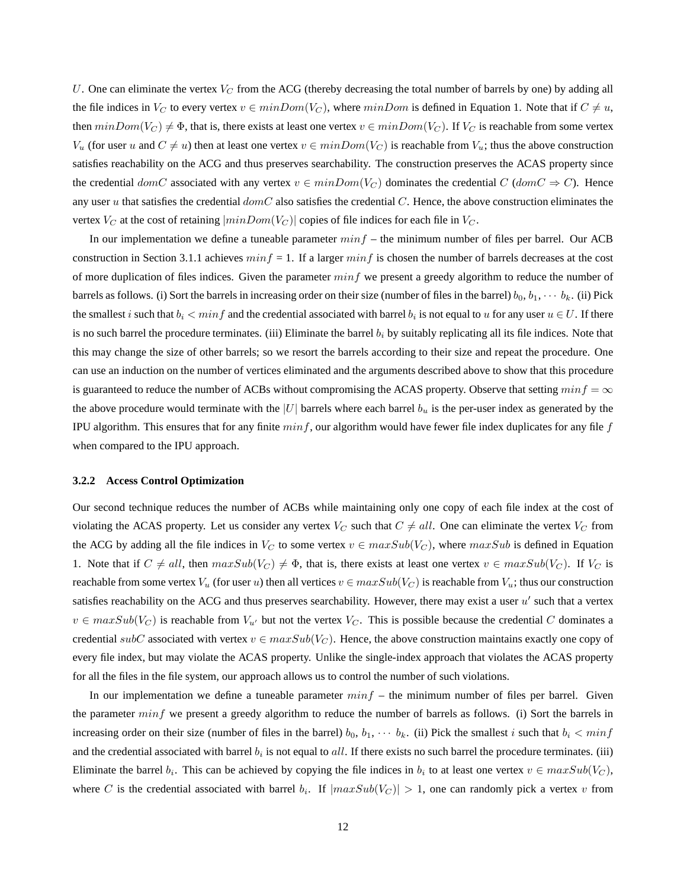$U$. One can eliminate the vertex $V_C$ from the ACG (thereby decreasing the total number of barrels by one) by adding all the file indices in $V_C$ to every vertex $v \in minDom(V_C)$, where $minDom$ is defined in Equation 1. Note that if $C \neq u$, then $minDom(V_C) \neq \Phi$, that is, there exists at least one vertex $v \in minDom(V_C)$. If $V_C$ is reachable from some vertex $V_u$ (for user $u$ and $C \neq u$) then at least one vertex $v \in minDom(V_C)$ is reachable from $V_u$; thus the above construction satisfies reachability on the ACG and thus preserves searchability. The construction preserves the ACAS property since the credential $domC$ associated with any vertex $v \in minDom(V_C)$ dominates the credential $C$ ($domC \Rightarrow C$). Hence any user $u$ that satisfies the credential $domC$ also satisfies the credential $C$. Hence, the above construction eliminates the vertex $V_C$ at the cost of retaining $|minDom(V_C)|$ copies of file indices for each file in $V_C$.

In our implementation we define a tuneable parameter $minf$ – the minimum number of files per barrel. Our ACB construction in Section 3.1.1 achieves $minf$ = 1. If a larger $minf$ is chosen the number of barrels decreases at the cost of more duplication of files indices. Given the parameter $minf$ we present a greedy algorithm to reduce the number of barrels as follows. (i) Sort the barrels in increasing order on their size (number of files in the barrel) $b_0$, $b_1$, $\cdots$ $b_k$. (ii) Pick the smallest $i$ such that $b_i < minf$ and the credential associated with barrel $b_i$ is not equal to $u$ for any user $u \in U$. If there is no such barrel the procedure terminates. (iii) Eliminate the barrel $b_i$ by suitably replicating all its file indices. Note that this may change the size of other barrels; so we resort the barrels according to their size and repeat the procedure. One can use an induction on the number of vertices eliminated and the arguments described above to show that this procedure is guaranteed to reduce the number of ACBs without compromising the ACAS property. Observe that setting $minf = \infty$ the above procedure would terminate with the $|U|$ barrels where each barrel $b_u$ is the per-user index as generated by the IPU algorithm. This ensures that for any finite $minf$, our algorithm would have fewer file index duplicates for any file $f$ when compared to the IPU approach.

#### 3.2.2 Access Control Optimization

Our second technique reduces the number of ACBs while maintaining only one copy of each file index at the cost of violating the ACAS property. Let us consider any vertex $V_C$ such that $C \neq all$. One can eliminate the vertex $V_C$ from the ACG by adding all the file indices in $V_C$ to some vertex $v \in maxSub(V_C)$, where $maxSub$ is defined in Equation 1. Note that if $C \neq all$, then $maxSub(V_C) \neq \Phi$, that is, there exists at least one vertex $v \in maxSub(V_C)$. If $V_C$ is reachable from some vertex $V_u$ (for user $u$) then all vertices $v \in maxSub(V_C)$ is reachable from $V_u$; thus our construction satisfies reachability on the ACG and thus preserves searchability. However, there may exist a user $u'$ such that a vertex $v \in maxSub(V_C)$ is reachable from $V_{u'}$ but not the vertex $V_C$. This is possible because the credential $C$ dominates a credential $subC$ associated with vertex $v \in maxSub(V_C)$. Hence, the above construction maintains exactly one copy of every file index, but may violate the ACAS property. Unlike the single-index approach that violates the ACAS property for all the files in the file system, our approach allows us to control the number of such violations.

In our implementation we define a tuneable parameter $minf$ – the minimum number of files per barrel. Given the parameter $minf$ we present a greedy algorithm to reduce the number of barrels as follows. (i) Sort the barrels in increasing order on their size (number of files in the barrel) $b_0$, $b_1$, $\cdots$ $b_k$. (ii) Pick the smallest $i$ such that $b_i < minf$ and the credential associated with barrel $b_i$ is not equal to $all$. If there exists no such barrel the procedure terminates. (iii) Eliminate the barrel $b_i$. This can be achieved by copying the file indices in $b_i$ to at least one vertex $v \in maxSub(V_C)$, where $C$ is the credential associated with barrel $b_i$. If $|maxSub(V_C)| > 1$, one can randomly pick a vertex $v$ from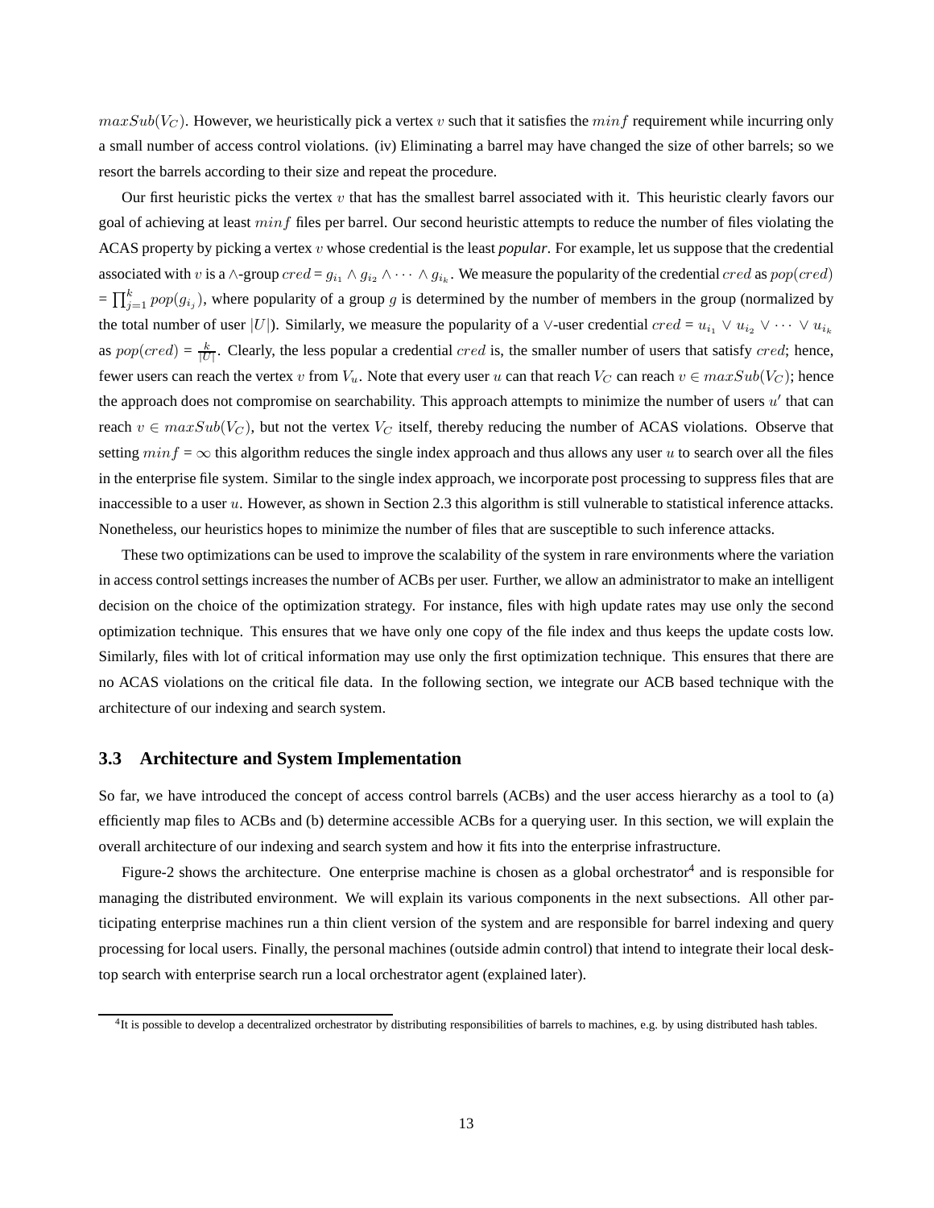$maxSub(V_C)$. However, we heuristically pick a vertex $v$ such that it satisfies the $minf$ requirement while incurring only a small number of access control violations. (iv) Eliminating a barrel may have changed the size of other barrels; so we resort the barrels according to their size and repeat the procedure.

Our first heuristic picks the vertex $v$ that has the smallest barrel associated with it. This heuristic clearly favors our goal of achieving at least $minf$ files per barrel. Our second heuristic attempts to reduce the number of files violating the ACAS property by picking a vertex $v$ whose credential is the least ***popular***. For example, let us suppose that the credential associated with $v$ is a $\wedge$-group $cred = g_{i_1} \wedge g_{i_2} \wedge \cdots \wedge g_{i_k}$. We measure the popularity of the credential $cred$ as $pop(cred) = \prod_{j=1}^{k} pop(g_{i_j})$, where popularity of a group $g$ is determined by the number of members in the group (normalized by the total number of user $|U|$). Similarly, we measure the popularity of a $\vee$-user credential $cred = u_{i_1} \vee u_{i_2} \vee \cdots \vee u_{i_k}$ as $pop(cred) = \frac{k}{|U|}$. Clearly, the less popular a credential $cred$ is, the smaller number of users that satisfy $cred$; hence, fewer users can reach the vertex $v$ from $V_u$. Note that every user $u$ can that reach $V_C$ can reach $v \in maxSub(V_C)$; hence the approach does not compromise on searchability. This approach attempts to minimize the number of users $u'$ that can reach $v \in maxSub(V_C)$, but not the vertex $V_C$ itself, thereby reducing the number of ACAS violations. Observe that setting $minf = \infty$ this algorithm reduces the single index approach and thus allows any user $u$ to search over all the files in the enterprise file system. Similar to the single index approach, we incorporate post processing to suppress files that are inaccessible to a user $u$. However, as shown in Section 2.3 this algorithm is still vulnerable to statistical inference attacks. Nonetheless, our heuristics hopes to minimize the number of files that are susceptible to such inference attacks.

These two optimizations can be used to improve the scalability of the system in rare environments where the variation in access control settings increases the number of ACBs per user. Further, we allow an administrator to make an intelligent decision on the choice of the optimization strategy. For instance, files with high update rates may use only the second optimization technique. This ensures that we have only one copy of the file index and thus keeps the update costs low. Similarly, files with lot of critical information may use only the first optimization technique. This ensures that there are no ACAS violations on the critical file data. In the following section, we integrate our ACB based technique with the architecture of our indexing and search system.

### 3.3 Architecture and System Implementation

So far, we have introduced the concept of access control barrels (ACBs) and the user access hierarchy as a tool to (a) efficiently map files to ACBs and (b) determine accessible ACBs for a querying user. In this section, we will explain the overall architecture of our indexing and search system and how it fits into the enterprise infrastructure.

Figure-2 shows the architecture. One enterprise machine is chosen as a global orchestrator[4] and is responsible for managing the distributed environment. We will explain its various components in the next subsections. All other participating enterprise machines run a thin client version of the system and are responsible for barrel indexing and query processing for local users. Finally, the personal machines (outside admin control) that intend to integrate their local desktop search with enterprise search run a local orchestrator agent (explained later).

[4]It is possible to develop a decentralized orchestrator by distributing responsibilities of barrels to machines, e.g. by using distributed hash tables.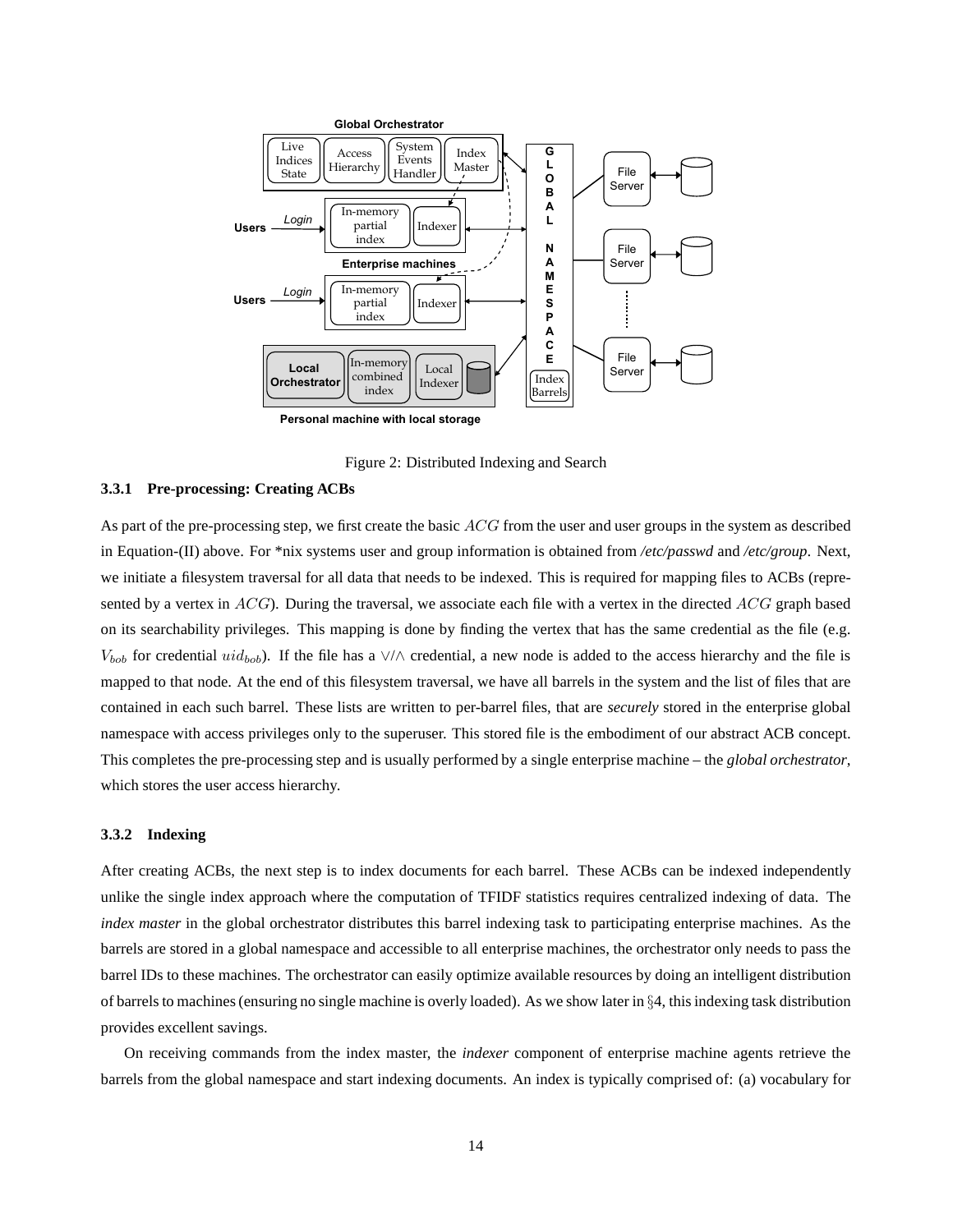Figure 2: Distributed Indexing and Search

#### 3.3.1 Pre-processing: Creating ACBs

As part of the pre-processing step, we first create the basic $ACG$ from the user and user groups in the system as described in Equation-(II) above. For *nix systems user and group information is obtained from */etc/passwd* and */etc/group*. Next, we initiate a filesystem traversal for all data that needs to be indexed. This is required for mapping files to ACBs (represented by a vertex in $ACG$). During the traversal, we associate each file with a vertex in the directed $ACG$ graph based on its searchability privileges. This mapping is done by finding the vertex that has the same credential as the file (e.g. $V_{bob}$ for credential $uid_{bob}$). If the file has a $\vee/\wedge$ credential, a new node is added to the access hierarchy and the file is mapped to that node. At the end of this filesystem traversal, we have all barrels in the system and the list of files that are contained in each such barrel. These lists are written to per-barrel files, that are *securely* stored in the enterprise global namespace with access privileges only to the superuser. This stored file is the embodiment of our abstract ACB concept. This completes the pre-processing step and is usually performed by a single enterprise machine – the *global orchestrator*, which stores the user access hierarchy.

#### 3.3.2 Indexing

After creating ACBs, the next step is to index documents for each barrel. These ACBs can be indexed independently unlike the single index approach where the computation of TFIDF statistics requires centralized indexing of data. The *index master* in the global orchestrator distributes this barrel indexing task to participating enterprise machines. As the barrels are stored in a global namespace and accessible to all enterprise machines, the orchestrator only needs to pass the barrel IDs to these machines. The orchestrator can easily optimize available resources by doing an intelligent distribution of barrels to machines (ensuring no single machine is overly loaded). As we show later in §4, this indexing task distribution provides excellent savings.

On receiving commands from the index master, the *indexer* component of enterprise machine agents retrieve the barrels from the global namespace and start indexing documents. An index is typically comprised of: (a) vocabulary for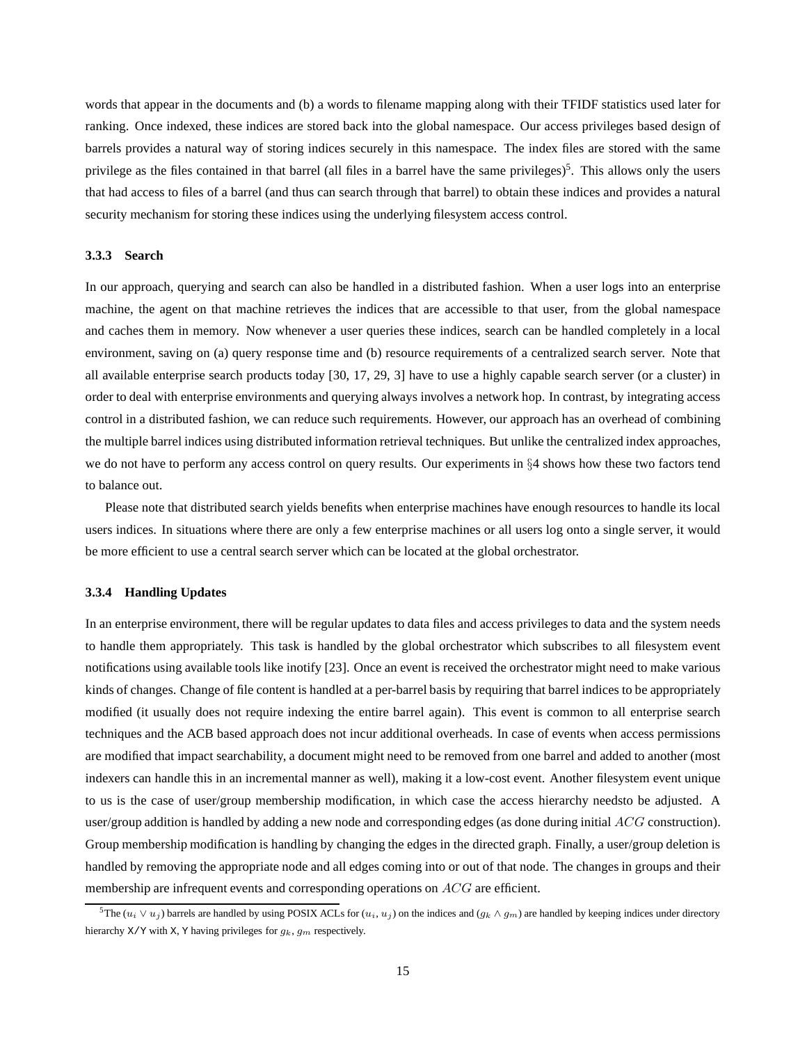words that appear in the documents and (b) a words to filename mapping along with their TFIDF statistics used later for ranking. Once indexed, these indices are stored back into the global namespace. Our access privileges based design of barrels provides a natural way of storing indices securely in this namespace. The index files are stored with the same privilege as the files contained in that barrel (all files in a barrel have the same privileges)[5]. This allows only the users that had access to files of a barrel (and thus can search through that barrel) to obtain these indices and provides a natural security mechanism for storing these indices using the underlying filesystem access control.

### 3.3.3 Search

In our approach, querying and search can also be handled in a distributed fashion. When a user logs into an enterprise machine, the agent on that machine retrieves the indices that are accessible to that user, from the global namespace and caches them in memory. Now whenever a user queries these indices, search can be handled completely in a local environment, saving on (a) query response time and (b) resource requirements of a centralized search server. Note that all available enterprise search products today [30, 17, 29, 3] have to use a highly capable search server (or a cluster) in order to deal with enterprise environments and querying always involves a network hop. In contrast, by integrating access control in a distributed fashion, we can reduce such requirements. However, our approach has an overhead of combining the multiple barrel indices using distributed information retrieval techniques. But unlike the centralized index approaches, we do not have to perform any access control on query results. Our experiments in §4 shows how these two factors tend to balance out.

Please note that distributed search yields benefits when enterprise machines have enough resources to handle its local users indices. In situations where there are only a few enterprise machines or all users log onto a single server, it would be more efficient to use a central search server which can be located at the global orchestrator.

### 3.3.4 Handling Updates

In an enterprise environment, there will be regular updates to data files and access privileges to data and the system needs to handle them appropriately. This task is handled by the global orchestrator which subscribes to all filesystem event notifications using available tools like inotify [23]. Once an event is received the orchestrator might need to make various kinds of changes. Change of file content is handled at a per-barrel basis by requiring that barrel indices to be appropriately modified (it usually does not require indexing the entire barrel again). This event is common to all enterprise search techniques and the ACB based approach does not incur additional overheads. In case of events when access permissions are modified that impact searchability, a document might need to be removed from one barrel and added to another (most indexers can handle this in an incremental manner as well), making it a low-cost event. Another filesystem event unique to us is the case of user/group membership modification, in which case the access hierarchy needsto be adjusted. A user/group addition is handled by adding a new node and corresponding edges (as done during initial $ACG$ construction). Group membership modification is handling by changing the edges in the directed graph. Finally, a user/group deletion is handled by removing the appropriate node and all edges coming into or out of that node. The changes in groups and their membership are infrequent events and corresponding operations on $ACG$ are efficient.

---

[5] The $(u_i \vee u_j)$ barrels are handled by using POSIX ACLs for $(u_i, u_j)$ on the indices and $(g_k \wedge g_m)$ are handled by keeping indices under directory hierarchy X/Y with X, Y having privileges for $g_k, g_m$ respectively.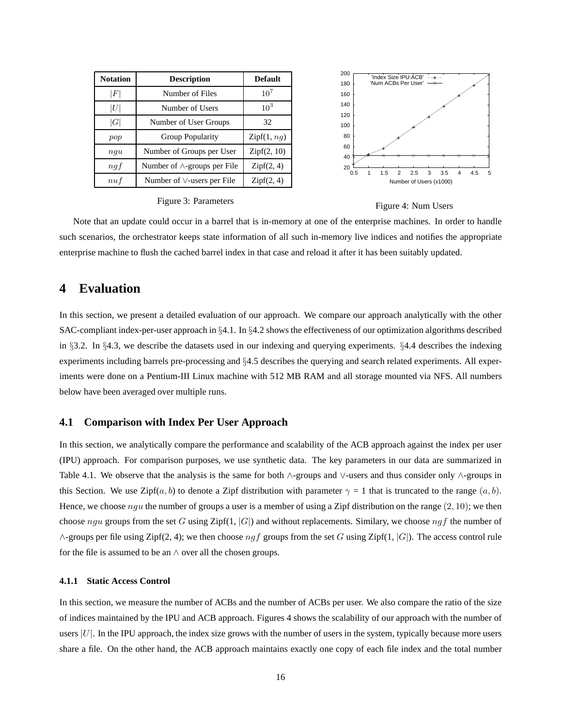| Notation | Description | Default |
|---|---|---|
| $\|F\|$ | Number of Files | $10^7$ |
| $\|U\|$ | Number of Users | $10^3$ |
| $\|G\|$ | Number of User Groups | 32 |
| $pop$ | Group Popularity | Zipf(1, $ng$) |
| $ngu$ | Number of Groups per User | Zipf(2, 10) |
| $ngf$ | Number of $\wedge$-groups per File | Zipf(2, 4) |
| $nuf$ | Number of $\vee$-users per File | Zipf(2, 4) |

Figure 3: Parameters

Figure 4: Num Users

Note that an update could occur in a barrel that is in-memory at one of the enterprise machines. In order to handle such scenarios, the orchestrator keeps state information of all such in-memory live indices and notifies the appropriate enterprise machine to flush the cached barrel index in that case and reload it after it has been suitably updated.

# 4 Evaluation

In this section, we present a detailed evaluation of our approach. We compare our approach analytically with the other SAC-compliant index-per-user approach in §4.1. In §4.2 shows the effectiveness of our optimization algorithms described in §3.2. In §4.3, we describe the datasets used in our indexing and querying experiments. §4.4 describes the indexing experiments including barrels pre-processing and §4.5 describes the querying and search related experiments. All experiments were done on a Pentium-III Linux machine with 512 MB RAM and all storage mounted via NFS. All numbers below have been averaged over multiple runs.

## 4.1 Comparison with Index Per User Approach

In this section, we analytically compare the performance and scalability of the ACB approach against the index per user (IPU) approach. For comparison purposes, we use synthetic data. The key parameters in our data are summarized in Table 4.1. We observe that the analysis is the same for both $\wedge$-groups and $\vee$-users and thus consider only $\wedge$-groups in this Section. We use Zipf($a, b$) to denote a Zipf distribution with parameter $\gamma$ = 1 that is truncated to the range $(a, b)$. Hence, we choose $ngu$ the number of groups a user is a member of using a Zipf distribution on the range $(2, 10)$; we then choose $ngu$ groups from the set $G$ using Zipf(1, $|G|$) and without replacements. Similary, we choose $ngf$ the number of $\wedge$-groups per file using Zipf(2, 4); we then choose $ngf$ groups from the set $G$ using Zipf(1, $|G|$). The access control rule for the file is assumed to be an $\wedge$ over all the chosen groups.

### 4.1.1 Static Access Control

In this section, we measure the number of ACBs and the number of ACBs per user. We also compare the ratio of the size of indices maintained by the IPU and ACB approach. Figures 4 shows the scalability of our approach with the number of users $|U|$. In the IPU approach, the index size grows with the number of users in the system, typically because more users share a file. On the other hand, the ACB approach maintains exactly one copy of each file index and the total number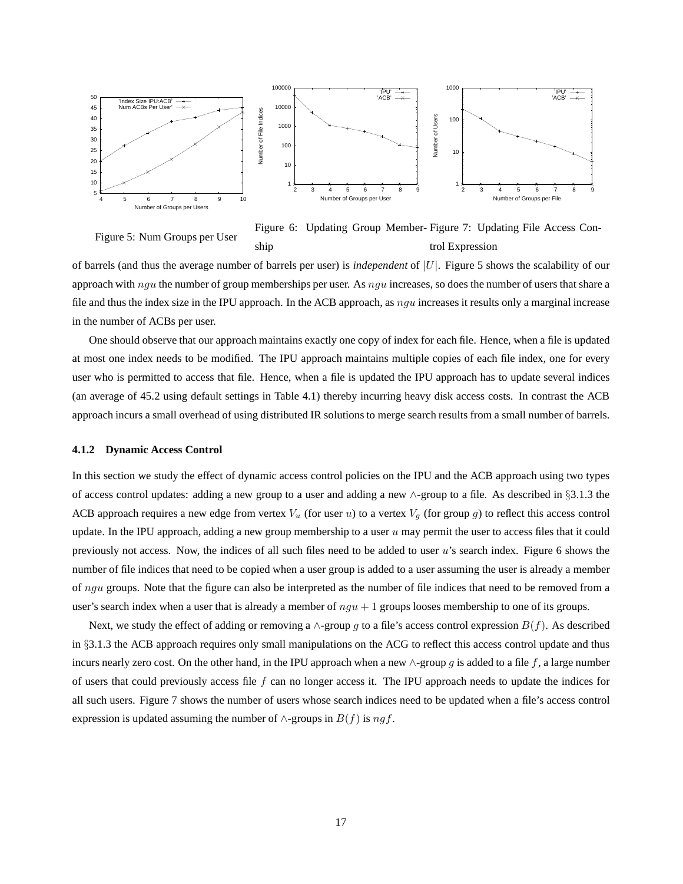Figure 5: Num Groups per User

Figure 6: Updating Group Membership

Figure 7: Updating File Access Control Expression

of barrels (and thus the average number of barrels per user) is *independent* of $|U|$. Figure 5 shows the scalability of our approach with $ngu$ the number of group memberships per user. As $ngu$ increases, so does the number of users that share a file and thus the index size in the IPU approach. In the ACB approach, as $ngu$ increases it results only a marginal increase in the number of ACBs per user.

One should observe that our approach maintains exactly one copy of index for each file. Hence, when a file is updated at most one index needs to be modified. The IPU approach maintains multiple copies of each file index, one for every user who is permitted to access that file. Hence, when a file is updated the IPU approach has to update several indices (an average of 45.2 using default settings in Table 4.1) thereby incurring heavy disk access costs. In contrast the ACB approach incurs a small overhead of using distributed IR solutions to merge search results from a small number of barrels.

### 4.1.2 Dynamic Access Control

In this section we study the effect of dynamic access control policies on the IPU and the ACB approach using two types of access control updates: adding a new group to a user and adding a new $\wedge$-group to a file. As described in §3.1.3 the ACB approach requires a new edge from vertex $V_u$ (for user $u$) to a vertex $V_g$ (for group $g$) to reflect this access control update. In the IPU approach, adding a new group membership to a user $u$ may permit the user to access files that it could previously not access. Now, the indices of all such files need to be added to user $u$'s search index. Figure 6 shows the number of file indices that need to be copied when a user group is added to a user assuming the user is already a member of $ngu$ groups. Note that the figure can also be interpreted as the number of file indices that need to be removed from a user's search index when a user that is already a member of $ngu + 1$ groups looses membership to one of its groups.

Next, we study the effect of adding or removing a $\wedge$-group $g$ to a file's access control expression $B(f)$. As described in §3.1.3 the ACB approach requires only small manipulations on the ACG to reflect this access control update and thus incurs nearly zero cost. On the other hand, in the IPU approach when a new $\wedge$-group $g$ is added to a file $f$, a large number of users that could previously access file $f$ can no longer access it. The IPU approach needs to update the indices for all such users. Figure 7 shows the number of users whose search indices need to be updated when a file's access control expression is updated assuming the number of $\wedge$-groups in $B(f)$ is $ngf$.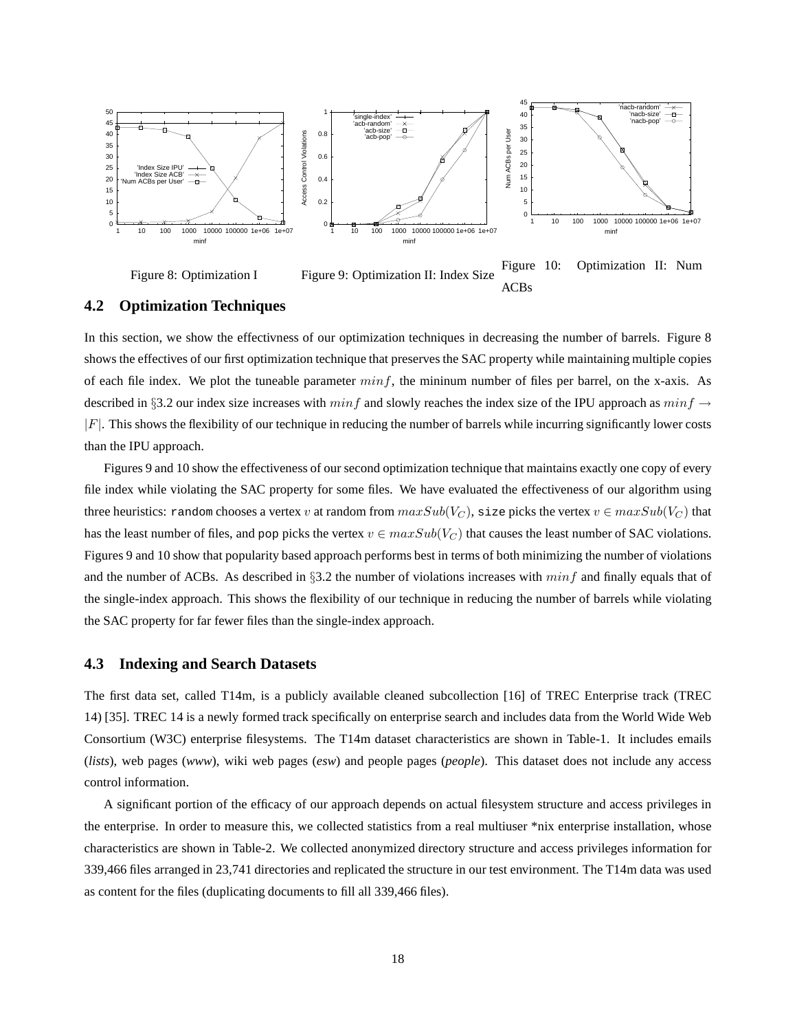Figure 8: Optimization I

Figure 9: Optimization II: Index Size

Figure 10: Optimization II: Num ACBs

### 4.2 Optimization Techniques

In this section, we show the effectivness of our optimization techniques in decreasing the number of barrels. Figure 8 shows the effectives of our first optimization technique that preserves the SAC property while maintaining multiple copies of each file index. We plot the tuneable parameter $minf$, the mininum number of files per barrel, on the x-axis. As described in §3.2 our index size increases with $minf$ and slowly reaches the index size of the IPU approach as $minf \rightarrow |F|$. This shows the flexibility of our technique in reducing the number of barrels while incurring significantly lower costs than the IPU approach.

Figures 9 and 10 show the effectiveness of our second optimization technique that maintains exactly one copy of every file index while violating the SAC property for some files. We have evaluated the effectiveness of our algorithm using three heuristics: `random` chooses a vertex $v$ at random from $maxSub(V_C)$, `size` picks the vertex $v \in maxSub(V_C)$ that has the least number of files, and `pop` picks the vertex $v \in maxSub(V_C)$ that causes the least number of SAC violations. Figures 9 and 10 show that popularity based approach performs best in terms of both minimizing the number of violations and the number of ACBs. As described in §3.2 the number of violations increases with $minf$ and finally equals that of the single-index approach. This shows the flexibility of our technique in reducing the number of barrels while violating the SAC property for far fewer files than the single-index approach.

### 4.3 Indexing and Search Datasets

The first data set, called T14m, is a publicly available cleaned subcollection [16] of TREC Enterprise track (TREC 14) [35]. TREC 14 is a newly formed track specifically on enterprise search and includes data from the World Wide Web Consortium (W3C) enterprise filesystems. The T14m dataset characteristics are shown in Table-1. It includes emails (*lists*), web pages (*www*), wiki web pages (*esw*) and people pages (*people*). This dataset does not include any access control information.

A significant portion of the efficacy of our approach depends on actual filesystem structure and access privileges in the enterprise. In order to measure this, we collected statistics from a real multiuser *nix enterprise installation, whose characteristics are shown in Table-2. We collected anonymized directory structure and access privileges information for 339,466 files arranged in 23,741 directories and replicated the structure in our test environment. The T14m data was used as content for the files (duplicating documents to fill all 339,466 files).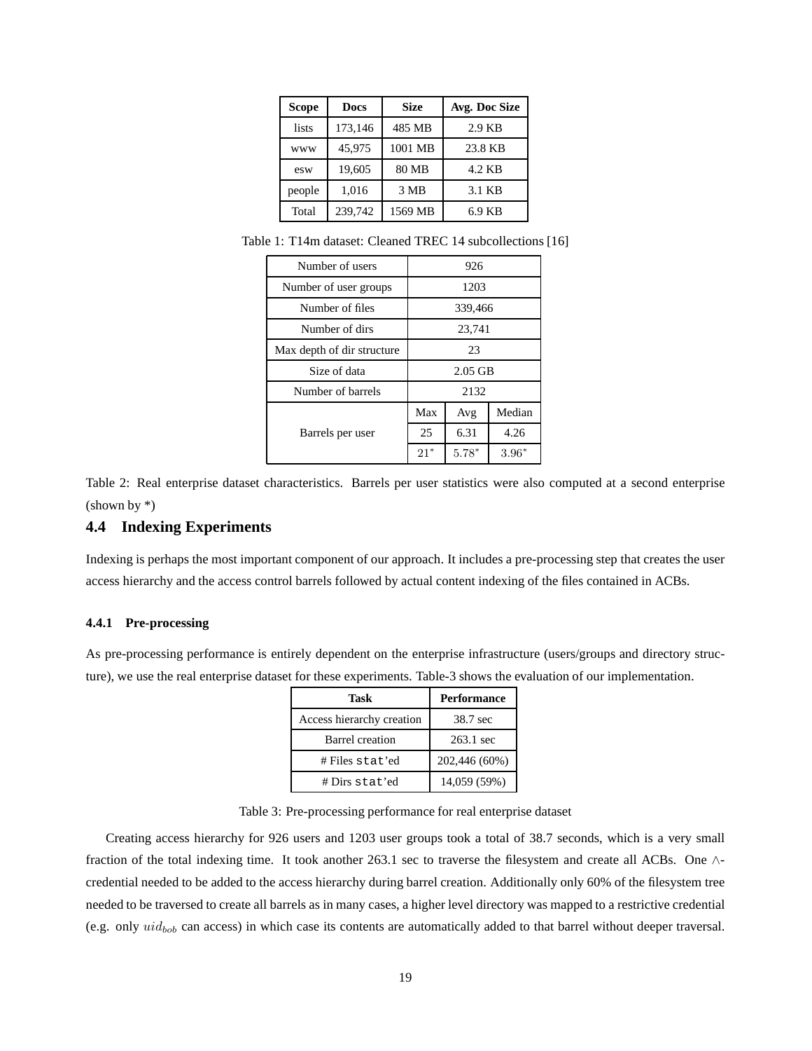| Scope | Docs | Size | Avg. Doc Size |
| --- | --- | --- | --- |
| lists | 173,146 | 485 MB | 2.9 KB |
| www | 45,975 | 1001 MB | 23.8 KB |
| esw | 19,605 | 80 MB | 4.2 KB |
| people | 1,016 | 3 MB | 3.1 KB |
| Total | 239,742 | 1569 MB | 6.9 KB |

Table 1: T14m dataset: Cleaned TREC 14 subcollections [16]

| | | | |
| --- | --- | --- | --- |
| Number of users | 926 | | |
| Number of user groups | 1203 | | |
| Number of files | 339,466 | | |
| Number of dirs | 23,741 | | |
| Max depth of dir structure | 23 | | |
| Size of data | 2.05 GB | | |
| Number of barrels | 2132 | | |
| Barrels per user | Max | Avg | Median |
| | 25 | 6.31 | 4.26 |
| | $21^*$ | $5.78^*$ | $3.96^*$ |

Table 2: Real enterprise dataset characteristics. Barrels per user statistics were also computed at a second enterprise (shown by *)

## 4.4 Indexing Experiments

Indexing is perhaps the most important component of our approach. It includes a pre-processing step that creates the user access hierarchy and the access control barrels followed by actual content indexing of the files contained in ACBs.

### 4.4.1 Pre-processing

As pre-processing performance is entirely dependent on the enterprise infrastructure (users/groups and directory structure), we use the real enterprise dataset for these experiments. Table-3 shows the evaluation of our implementation.

| Task | Performance |
| --- | --- |
| Access hierarchy creation | 38.7 sec |
| Barrel creation | 263.1 sec |
| # Files `stat`'ed | 202,446 (60%) |
| # Dirs `stat`'ed | 14,059 (59%) |

Table 3: Pre-processing performance for real enterprise dataset

Creating access hierarchy for 926 users and 1203 user groups took a total of 38.7 seconds, which is a very small fraction of the total indexing time. It took another 263.1 sec to traverse the filesystem and create all ACBs. One $\wedge$-credential needed to be added to the access hierarchy during barrel creation. Additionally only 60% of the filesystem tree needed to be traversed to create all barrels as in many cases, a higher level directory was mapped to a restrictive credential (e.g. only $uid_{bob}$ can access) in which case its contents are automatically added to that barrel without deeper traversal.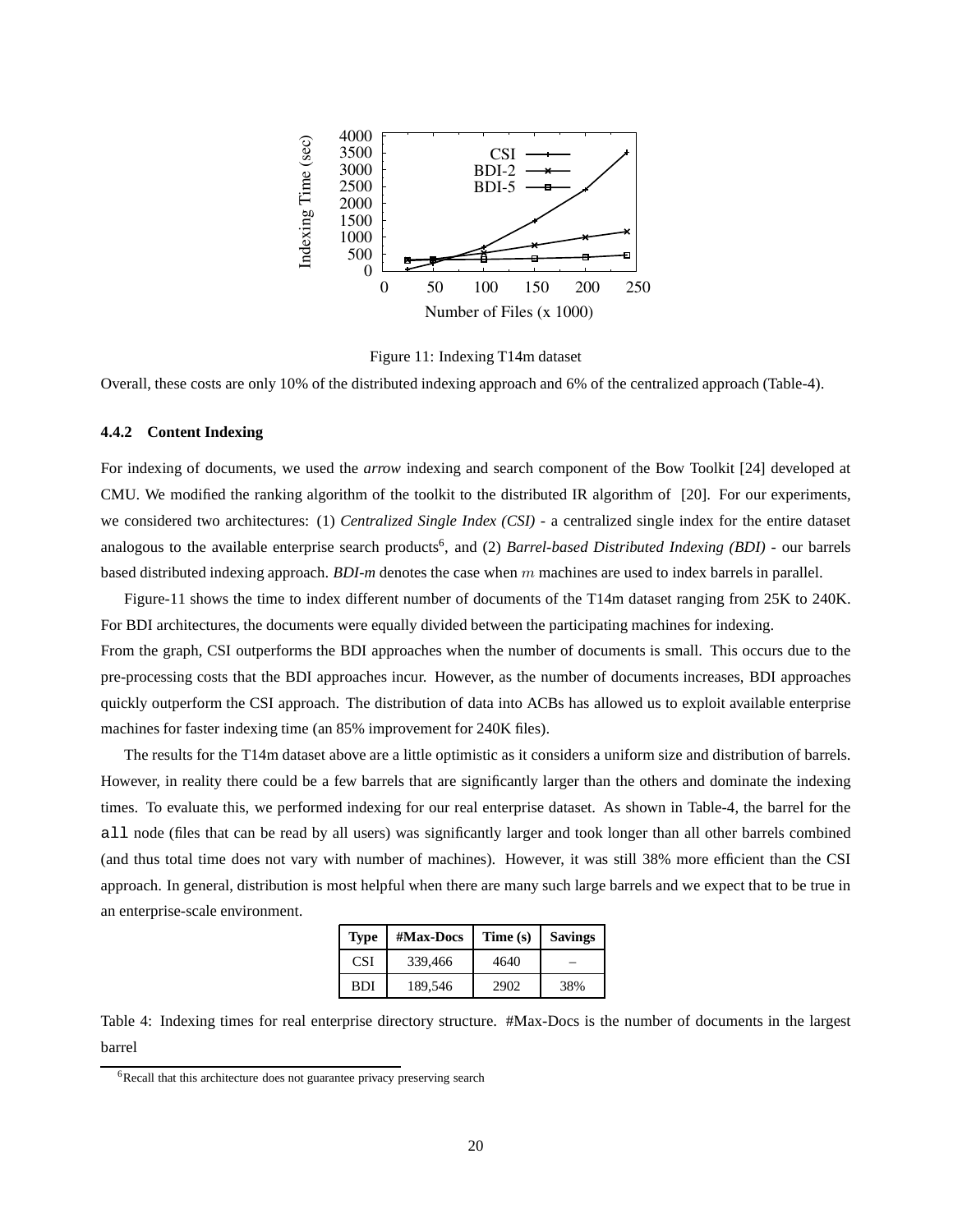Figure 11: Indexing T14m dataset

Overall, these costs are only 10% of the distributed indexing approach and 6% of the centralized approach (Table-4).

### 4.4.2 Content Indexing

For indexing of documents, we used the *arrow* indexing and search component of the Bow Toolkit [24] developed at CMU. We modified the ranking algorithm of the toolkit to the distributed IR algorithm of [20]. For our experiments, we considered two architectures: (1) *Centralized Single Index (CSI)* - a centralized single index for the entire dataset analogous to the available enterprise search products[6], and (2) *Barrel-based Distributed Indexing (BDI)* - our barrels based distributed indexing approach. *BDI-m* denotes the case when $m$ machines are used to index barrels in parallel.

Figure-11 shows the time to index different number of documents of the T14m dataset ranging from 25K to 240K. For BDI architectures, the documents were equally divided between the participating machines for indexing.

From the graph, CSI outperforms the BDI approaches when the number of documents is small. This occurs due to the pre-processing costs that the BDI approaches incur. However, as the number of documents increases, BDI approaches quickly outperform the CSI approach. The distribution of data into ACBs has allowed us to exploit available enterprise machines for faster indexing time (an 85% improvement for 240K files).

The results for the T14m dataset above are a little optimistic as it considers a uniform size and distribution of barrels. However, in reality there could be a few barrels that are significantly larger than the others and dominate the indexing times. To evaluate this, we performed indexing for our real enterprise dataset. As shown in Table-4, the barrel for the `all` node (files that can be read by all users) was significantly larger and took longer than all other barrels combined (and thus total time does not vary with number of machines). However, it was still 38% more efficient than the CSI approach. In general, distribution is most helpful when there are many such large barrels and we expect that to be true in an enterprise-scale environment.

| Type | #Max-Docs | Time (s) | Savings |
|---|---|---|---|
| CSI | 339,466 | 4640 | – |
| BDI | 189,546 | 2902 | 38% |

Table 4: Indexing times for real enterprise directory structure. #Max-Docs is the number of documents in the largest barrel

[6]Recall that this architecture does not guarantee privacy preserving search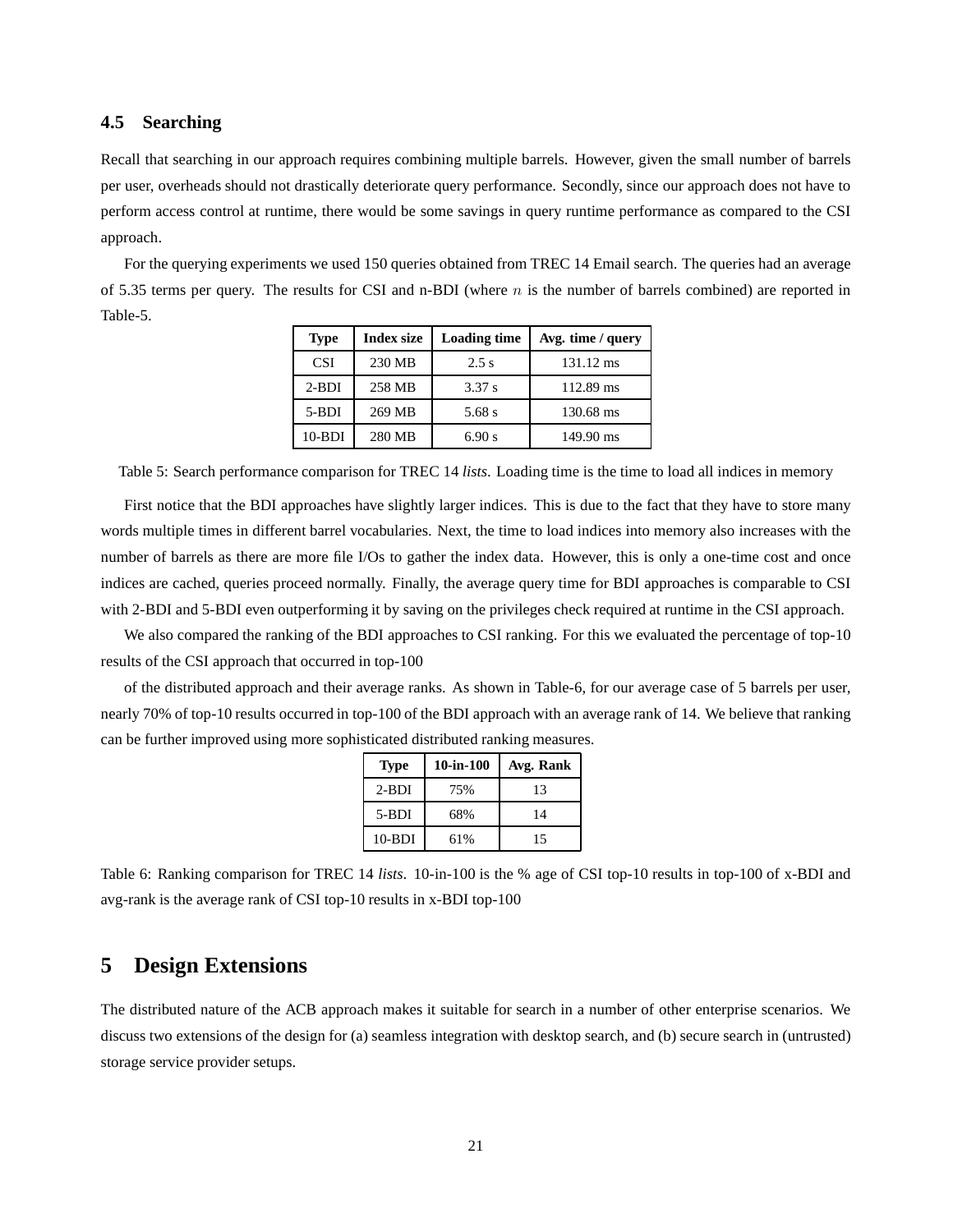### 4.5 Searching

Recall that searching in our approach requires combining multiple barrels. However, given the small number of barrels per user, overheads should not drastically deteriorate query performance. Secondly, since our approach does not have to perform access control at runtime, there would be some savings in query runtime performance as compared to the CSI approach.

For the querying experiments we used 150 queries obtained from TREC 14 Email search. The queries had an average of 5.35 terms per query. The results for CSI and n-BDI (where $n$ is the number of barrels combined) are reported in Table-5.

| Type | Index size | Loading time | Avg. time / query |
|---|---|---|---|
| CSI | 230 MB | 2.5 s | 131.12 ms |
| 2-BDI | 258 MB | 3.37 s | 112.89 ms |
| 5-BDI | 269 MB | 5.68 s | 130.68 ms |
| 10-BDI | 280 MB | 6.90 s | 149.90 ms |

Table 5: Search performance comparison for TREC 14 *lists*. Loading time is the time to load all indices in memory

First notice that the BDI approaches have slightly larger indices. This is due to the fact that they have to store many words multiple times in different barrel vocabularies. Next, the time to load indices into memory also increases with the number of barrels as there are more file I/Os to gather the index data. However, this is only a one-time cost and once indices are cached, queries proceed normally. Finally, the average query time for BDI approaches is comparable to CSI with 2-BDI and 5-BDI even outperforming it by saving on the privileges check required at runtime in the CSI approach.

We also compared the ranking of the BDI approaches to CSI ranking. For this we evaluated the percentage of top-10 results of the CSI approach that occurred in top-100

of the distributed approach and their average ranks. As shown in Table-6, for our average case of 5 barrels per user, nearly 70% of top-10 results occurred in top-100 of the BDI approach with an average rank of 14. We believe that ranking can be further improved using more sophisticated distributed ranking measures.

| Type | 10-in-100 | Avg. Rank |
|---|---|---|
| 2-BDI | 75% | 13 |
| 5-BDI | 68% | 14 |
| 10-BDI | 61% | 15 |

Table 6: Ranking comparison for TREC 14 *lists*. 10-in-100 is the % age of CSI top-10 results in top-100 of x-BDI and avg-rank is the average rank of CSI top-10 results in x-BDI top-100

## 5 Design Extensions

The distributed nature of the ACB approach makes it suitable for search in a number of other enterprise scenarios. We discuss two extensions of the design for (a) seamless integration with desktop search, and (b) secure search in (untrusted) storage service provider setups.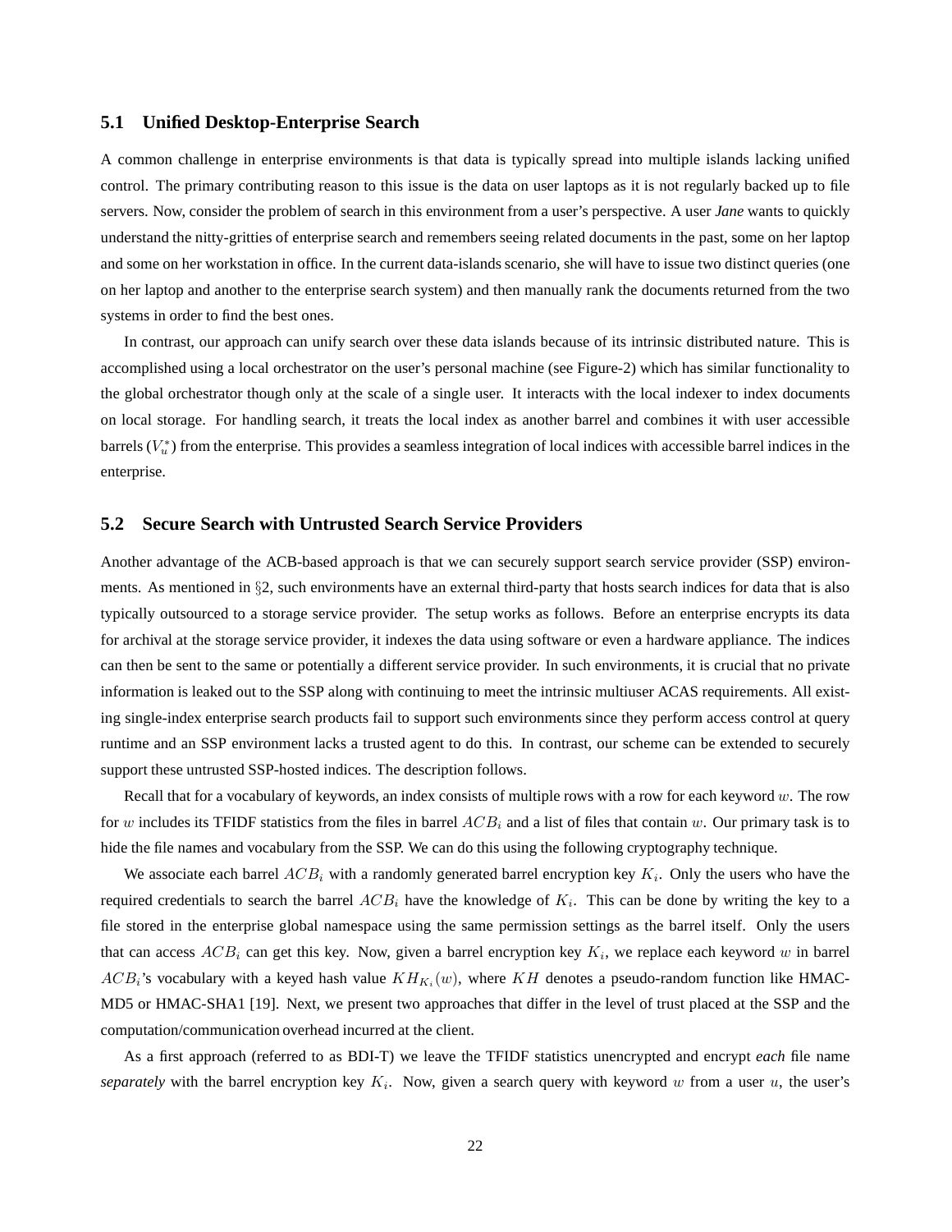### 5.1 Unified Desktop-Enterprise Search

A common challenge in enterprise environments is that data is typically spread into multiple islands lacking unified control. The primary contributing reason to this issue is the data on user laptops as it is not regularly backed up to file servers. Now, consider the problem of search in this environment from a user's perspective. A user *Jane* wants to quickly understand the nitty-gritties of enterprise search and remembers seeing related documents in the past, some on her laptop and some on her workstation in office. In the current data-islands scenario, she will have to issue two distinct queries (one on her laptop and another to the enterprise search system) and then manually rank the documents returned from the two systems in order to find the best ones.

In contrast, our approach can unify search over these data islands because of its intrinsic distributed nature. This is accomplished using a local orchestrator on the user's personal machine (see Figure-2) which has similar functionality to the global orchestrator though only at the scale of a single user. It interacts with the local indexer to index documents on local storage. For handling search, it treats the local index as another barrel and combines it with user accessible barrels ($V_u^*$) from the enterprise. This provides a seamless integration of local indices with accessible barrel indices in the enterprise.

### 5.2 Secure Search with Untrusted Search Service Providers

Another advantage of the ACB-based approach is that we can securely support search service provider (SSP) environments. As mentioned in §2, such environments have an external third-party that hosts search indices for data that is also typically outsourced to a storage service provider. The setup works as follows. Before an enterprise encrypts its data for archival at the storage service provider, it indexes the data using software or even a hardware appliance. The indices can then be sent to the same or potentially a different service provider. In such environments, it is crucial that no private information is leaked out to the SSP along with continuing to meet the intrinsic multiuser ACAS requirements. All existing single-index enterprise search products fail to support such environments since they perform access control at query runtime and an SSP environment lacks a trusted agent to do this. In contrast, our scheme can be extended to securely support these untrusted SSP-hosted indices. The description follows.

Recall that for a vocabulary of keywords, an index consists of multiple rows with a row for each keyword $w$. The row for $w$ includes its TFIDF statistics from the files in barrel $ACB_i$ and a list of files that contain $w$. Our primary task is to hide the file names and vocabulary from the SSP. We can do this using the following cryptography technique.

We associate each barrel $ACB_i$ with a randomly generated barrel encryption key $K_i$. Only the users who have the required credentials to search the barrel $ACB_i$ have the knowledge of $K_i$. This can be done by writing the key to a file stored in the enterprise global namespace using the same permission settings as the barrel itself. Only the users that can access $ACB_i$ can get this key. Now, given a barrel encryption key $K_i$, we replace each keyword $w$ in barrel $ACB_i$'s vocabulary with a keyed hash value $KH_{K_i}(w)$, where $KH$ denotes a pseudo-random function like HMAC-MD5 or HMAC-SHA1 [19]. Next, we present two approaches that differ in the level of trust placed at the SSP and the computation/communication overhead incurred at the client.

As a first approach (referred to as BDI-T) we leave the TFIDF statistics unencrypted and encrypt *each* file name *separately* with the barrel encryption key $K_i$. Now, given a search query with keyword $w$ from a user $u$, the user's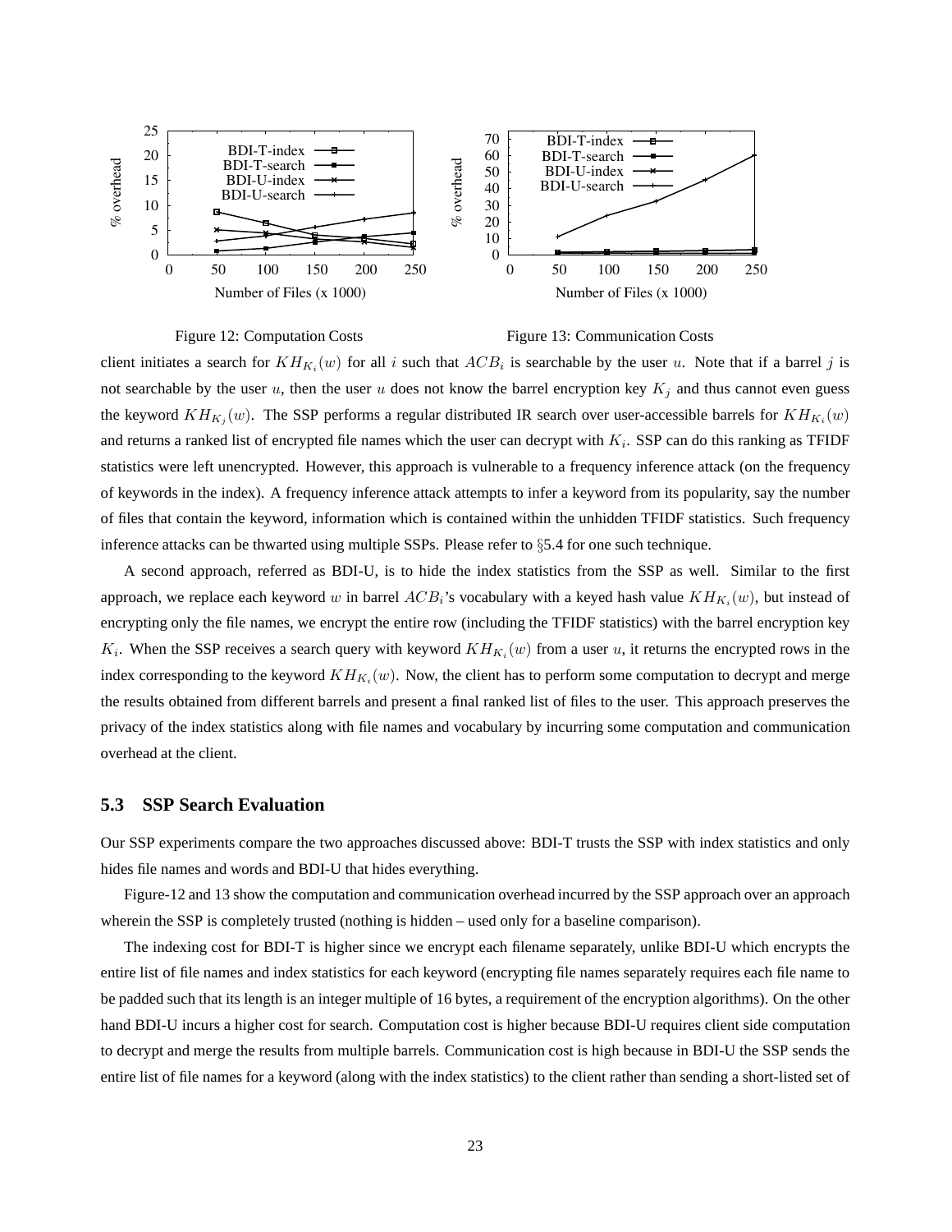Figure 12: Computation Costs

Figure 13: Communication Costs

client initiates a search for $KH_{K_i}(w)$ for all $i$ such that $ACB_i$ is searchable by the user $u$. Note that if a barrel $j$ is not searchable by the user $u$, then the user $u$ does not know the barrel encryption key $K_j$ and thus cannot even guess the keyword $KH_{K_j}(w)$. The SSP performs a regular distributed IR search over user-accessible barrels for $KH_{K_i}(w)$ and returns a ranked list of encrypted file names which the user can decrypt with $K_i$. SSP can do this ranking as TFIDF statistics were left unencrypted. However, this approach is vulnerable to a frequency inference attack (on the frequency of keywords in the index). A frequency inference attack attempts to infer a keyword from its popularity, say the number of files that contain the keyword, information which is contained within the unhidden TFIDF statistics. Such frequency inference attacks can be thwarted using multiple SSPs. Please refer to §5.4 for one such technique.

A second approach, referred as BDI-U, is to hide the index statistics from the SSP as well. Similar to the first approach, we replace each keyword $w$ in barrel $ACB_i$'s vocabulary with a keyed hash value $KH_{K_i}(w)$, but instead of encrypting only the file names, we encrypt the entire row (including the TFIDF statistics) with the barrel encryption key $K_i$. When the SSP receives a search query with keyword $KH_{K_i}(w)$ from a user $u$, it returns the encrypted rows in the index corresponding to the keyword $KH_{K_i}(w)$. Now, the client has to perform some computation to decrypt and merge the results obtained from different barrels and present a final ranked list of files to the user. This approach preserves the privacy of the index statistics along with file names and vocabulary by incurring some computation and communication overhead at the client.

## 5.3 SSP Search Evaluation

Our SSP experiments compare the two approaches discussed above: BDI-T trusts the SSP with index statistics and only hides file names and words and BDI-U that hides everything.

Figure-12 and 13 show the computation and communication overhead incurred by the SSP approach over an approach wherein the SSP is completely trusted (nothing is hidden – used only for a baseline comparison).

The indexing cost for BDI-T is higher since we encrypt each filename separately, unlike BDI-U which encrypts the entire list of file names and index statistics for each keyword (encrypting file names separately requires each file name to be padded such that its length is an integer multiple of 16 bytes, a requirement of the encryption algorithms). On the other hand BDI-U incurs a higher cost for search. Computation cost is higher because BDI-U requires client side computation to decrypt and merge the results from multiple barrels. Communication cost is high because in BDI-U the SSP sends the entire list of file names for a keyword (along with the index statistics) to the client rather than sending a short-listed set of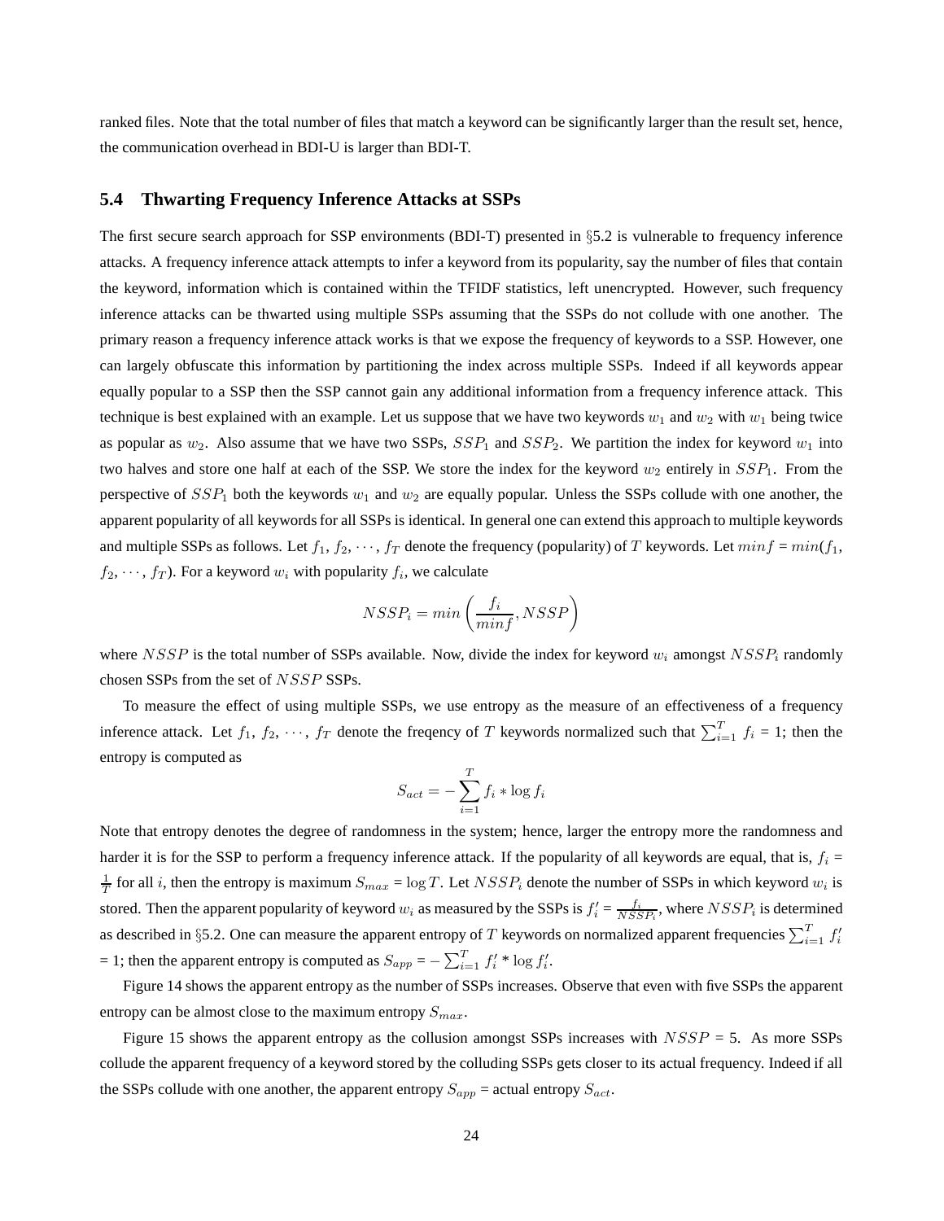ranked files. Note that the total number of files that match a keyword can be significantly larger than the result set, hence, the communication overhead in BDI-U is larger than BDI-T.

## 5.4 Thwarting Frequency Inference Attacks at SSPs

The first secure search approach for SSP environments (BDI-T) presented in §5.2 is vulnerable to frequency inference attacks. A frequency inference attack attempts to infer a keyword from its popularity, say the number of files that contain the keyword, information which is contained within the TFIDF statistics, left unencrypted. However, such frequency inference attacks can be thwarted using multiple SSPs assuming that the SSPs do not collude with one another. The primary reason a frequency inference attack works is that we expose the frequency of keywords to a SSP. However, one can largely obfuscate this information by partitioning the index across multiple SSPs. Indeed if all keywords appear equally popular to a SSP then the SSP cannot gain any additional information from a frequency inference attack. This technique is best explained with an example. Let us suppose that we have two keywords $w_1$ and $w_2$ with $w_1$ being twice as popular as $w_2$. Also assume that we have two SSPs, $SSP_1$ and $SSP_2$. We partition the index for keyword $w_1$ into two halves and store one half at each of the SSP. We store the index for the keyword $w_2$ entirely in $SSP_1$. From the perspective of $SSP_1$ both the keywords $w_1$ and $w_2$ are equally popular. Unless the SSPs collude with one another, the apparent popularity of all keywords for all SSPs is identical. In general one can extend this approach to multiple keywords and multiple SSPs as follows. Let $f_1$, $f_2$, $\cdots$, $f_T$ denote the frequency (popularity) of $T$ keywords. Let $minf = min(f_1, f_2, \cdots, f_T)$. For a keyword $w_i$ with popularity $f_i$, we calculate

$$NSSP_i = min\left(\frac{f_i}{minf}, NSSP\right)$$

where $NSSP$ is the total number of SSPs available. Now, divide the index for keyword $w_i$ amongst $NSSP_i$ randomly chosen SSPs from the set of $NSSP$ SSPs.

To measure the effect of using multiple SSPs, we use entropy as the measure of an effectiveness of a frequency inference attack. Let $f_1$, $f_2$, $\cdots$, $f_T$ denote the freqency of $T$ keywords normalized such that $\sum_{i=1}^{T} f_i = 1$; then the entropy is computed as

$$S_{act} = -\sum_{i=1}^{T} f_i * \log f_i$$

Note that entropy denotes the degree of randomness in the system; hence, larger the entropy more the randomness and harder it is for the SSP to perform a frequency inference attack. If the popularity of all keywords are equal, that is, $f_i = \frac{1}{T}$ for all $i$, then the entropy is maximum $S_{max} = \log T$. Let $NSSP_i$ denote the number of SSPs in which keyword $w_i$ is stored. Then the apparent popularity of keyword $w_i$ as measured by the SSPs is $f'_i = \frac{f_i}{NSSP_i}$, where $NSSP_i$ is determined as described in §5.2. One can measure the apparent entropy of $T$ keywords on normalized apparent frequencies $\sum_{i=1}^{T} f'_i = 1$; then the apparent entropy is computed as $S_{app} = -\sum_{i=1}^{T} f'_i * \log f'_i$.

Figure 14 shows the apparent entropy as the number of SSPs increases. Observe that even with five SSPs the apparent entropy can be almost close to the maximum entropy $S_{max}$.

Figure 15 shows the apparent entropy as the collusion amongst SSPs increases with $NSSP = 5$. As more SSPs collude the apparent frequency of a keyword stored by the colluding SSPs gets closer to its actual frequency. Indeed if all the SSPs collude with one another, the apparent entropy $S_{app}$ = actual entropy $S_{act}$.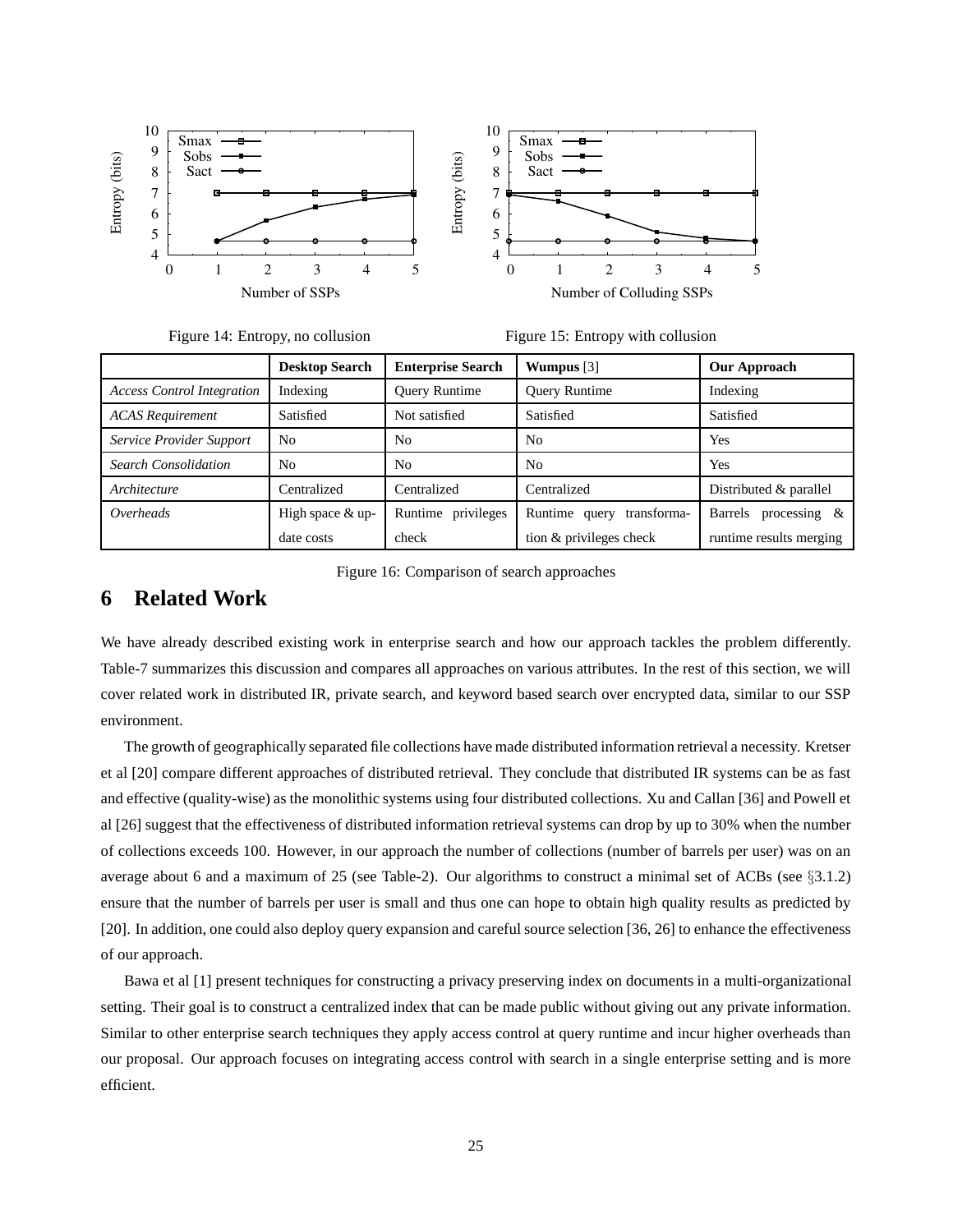Figure 14: Entropy, no collusion

Figure 15: Entropy with collusion

| | **Desktop Search** | **Enterprise Search** | **Wumpus** [3] | **Our Approach** |
|---|---|---|---|---|
| *Access Control Integration* | Indexing | Query Runtime | Query Runtime | Indexing |
| *ACAS Requirement* | Satisfied | Not satisfied | Satisfied | Satisfied |
| *Service Provider Support* | No | No | No | Yes |
| *Search Consolidation* | No | No | No | Yes |
| *Architecture* | Centralized | Centralized | Centralized | Distributed & parallel |
| *Overheads* | High space & update costs | Runtime privileges check | Runtime query transformation & privileges check | Barrels processing & runtime results merging |

Figure 16: Comparison of search approaches

# 6 Related Work

We have already described existing work in enterprise search and how our approach tackles the problem differently. Table-7 summarizes this discussion and compares all approaches on various attributes. In the rest of this section, we will cover related work in distributed IR, private search, and keyword based search over encrypted data, similar to our SSP environment.

The growth of geographically separated file collections have made distributed information retrieval a necessity. Kretser et al [20] compare different approaches of distributed retrieval. They conclude that distributed IR systems can be as fast and effective (quality-wise) as the monolithic systems using four distributed collections. Xu and Callan [36] and Powell et al [26] suggest that the effectiveness of distributed information retrieval systems can drop by up to 30% when the number of collections exceeds 100. However, in our approach the number of collections (number of barrels per user) was on an average about 6 and a maximum of 25 (see Table-2). Our algorithms to construct a minimal set of ACBs (see §3.1.2) ensure that the number of barrels per user is small and thus one can hope to obtain high quality results as predicted by [20]. In addition, one could also deploy query expansion and careful source selection [36, 26] to enhance the effectiveness of our approach.

Bawa et al [1] present techniques for constructing a privacy preserving index on documents in a multi-organizational setting. Their goal is to construct a centralized index that can be made public without giving out any private information. Similar to other enterprise search techniques they apply access control at query runtime and incur higher overheads than our proposal. Our approach focuses on integrating access control with search in a single enterprise setting and is more efficient.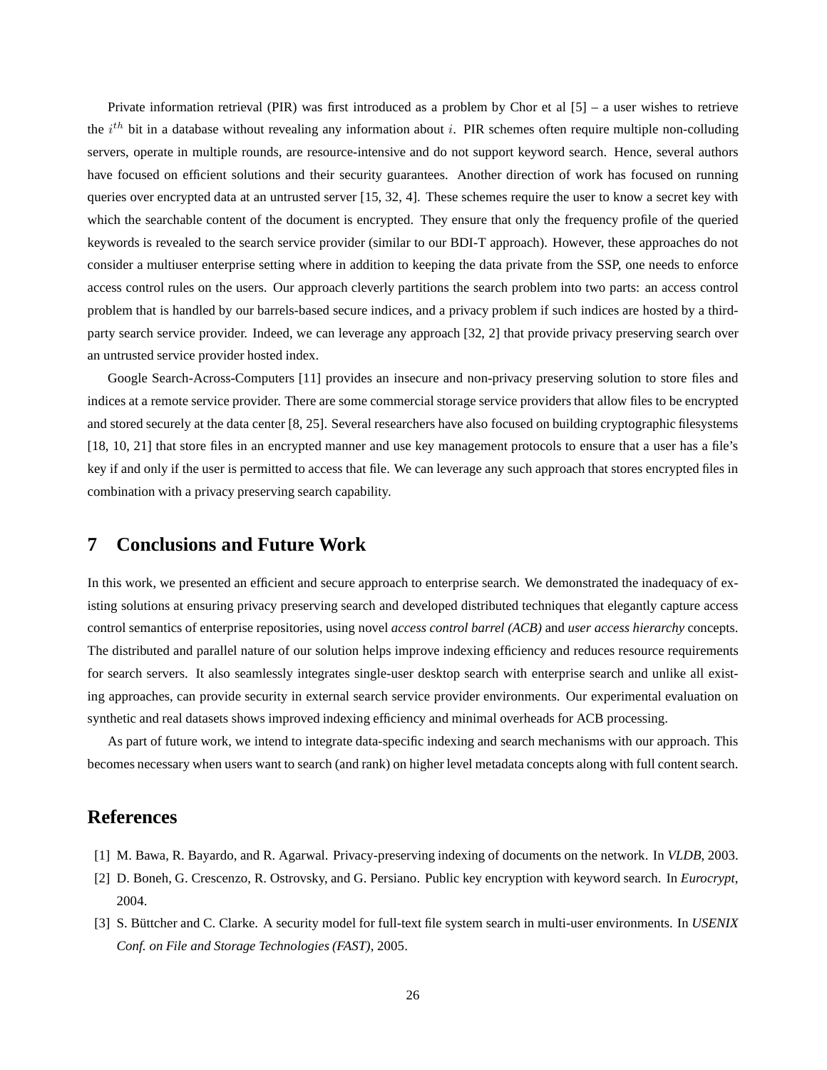Private information retrieval (PIR) was first introduced as a problem by Chor et al [5] – a user wishes to retrieve the $i^{th}$ bit in a database without revealing any information about $i$. PIR schemes often require multiple non-colluding servers, operate in multiple rounds, are resource-intensive and do not support keyword search. Hence, several authors have focused on efficient solutions and their security guarantees. Another direction of work has focused on running queries over encrypted data at an untrusted server [15, 32, 4]. These schemes require the user to know a secret key with which the searchable content of the document is encrypted. They ensure that only the frequency profile of the queried keywords is revealed to the search service provider (similar to our BDI-T approach). However, these approaches do not consider a multiuser enterprise setting where in addition to keeping the data private from the SSP, one needs to enforce access control rules on the users. Our approach cleverly partitions the search problem into two parts: an access control problem that is handled by our barrels-based secure indices, and a privacy problem if such indices are hosted by a third-party search service provider. Indeed, we can leverage any approach [32, 2] that provide privacy preserving search over an untrusted service provider hosted index.

Google Search-Across-Computers [11] provides an insecure and non-privacy preserving solution to store files and indices at a remote service provider. There are some commercial storage service providers that allow files to be encrypted and stored securely at the data center [8, 25]. Several researchers have also focused on building cryptographic filesystems [18, 10, 21] that store files in an encrypted manner and use key management protocols to ensure that a user has a file's key if and only if the user is permitted to access that file. We can leverage any such approach that stores encrypted files in combination with a privacy preserving search capability.

## 7 Conclusions and Future Work

In this work, we presented an efficient and secure approach to enterprise search. We demonstrated the inadequacy of existing solutions at ensuring privacy preserving search and developed distributed techniques that elegantly capture access control semantics of enterprise repositories, using novel *access control barrel (ACB)* and *user access hierarchy* concepts. The distributed and parallel nature of our solution helps improve indexing efficiency and reduces resource requirements for search servers. It also seamlessly integrates single-user desktop search with enterprise search and unlike all existing approaches, can provide security in external search service provider environments. Our experimental evaluation on synthetic and real datasets shows improved indexing efficiency and minimal overheads for ACB processing.

As part of future work, we intend to integrate data-specific indexing and search mechanisms with our approach. This becomes necessary when users want to search (and rank) on higher level metadata concepts along with full content search.

## References

[1] M. Bawa, R. Bayardo, and R. Agarwal. Privacy-preserving indexing of documents on the network. In *VLDB*, 2003.

[2] D. Boneh, G. Crescenzo, R. Ostrovsky, and G. Persiano. Public key encryption with keyword search. In *Eurocrypt*, 2004.

[3] S. Büttcher and C. Clarke. A security model for full-text file system search in multi-user environments. In *USENIX Conf. on File and Storage Technologies (FAST)*, 2005.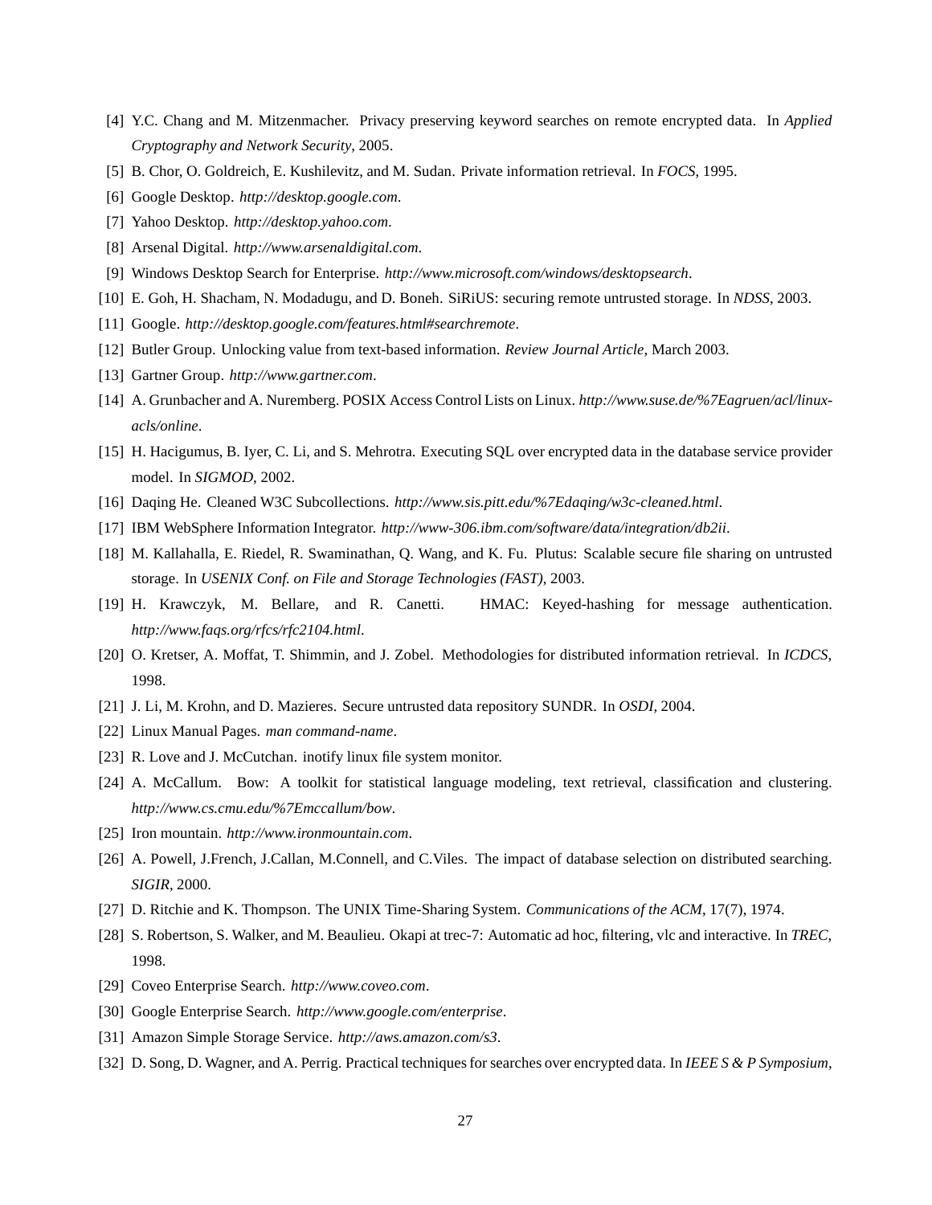[4] Y.C. Chang and M. Mitzenmacher. Privacy preserving keyword searches on remote encrypted data. In *Applied Cryptography and Network Security*, 2005.

[5] B. Chor, O. Goldreich, E. Kushilevitz, and M. Sudan. Private information retrieval. In *FOCS*, 1995.

[6] Google Desktop. *http://desktop.google.com*.

[7] Yahoo Desktop. *http://desktop.yahoo.com*.

[8] Arsenal Digital. *http://www.arsenaldigital.com*.

[9] Windows Desktop Search for Enterprise. *http://www.microsoft.com/windows/desktopsearch*.

[10] E. Goh, H. Shacham, N. Modadugu, and D. Boneh. SiRiUS: securing remote untrusted storage. In *NDSS*, 2003.

[11] Google. *http://desktop.google.com/features.html#searchremote*.

[12] Butler Group. Unlocking value from text-based information. *Review Journal Article*, March 2003.

[13] Gartner Group. *http://www.gartner.com*.

[14] A. Grunbacher and A. Nuremberg. POSIX Access Control Lists on Linux. *http://www.suse.de/%7Eagruen/acl/linux-acls/online*.

[15] H. Hacigumus, B. Iyer, C. Li, and S. Mehrotra. Executing SQL over encrypted data in the database service provider model. In *SIGMOD*, 2002.

[16] Daqing He. Cleaned W3C Subcollections. *http://www.sis.pitt.edu/%7Edaqing/w3c-cleaned.html*.

[17] IBM WebSphere Information Integrator. *http://www-306.ibm.com/software/data/integration/db2ii*.

[18] M. Kallahalla, E. Riedel, R. Swaminathan, Q. Wang, and K. Fu. Plutus: Scalable secure file sharing on untrusted storage. In *USENIX Conf. on File and Storage Technologies (FAST)*, 2003.

[19] H. Krawczyk, M. Bellare, and R. Canetti. HMAC: Keyed-hashing for message authentication. *http://www.faqs.org/rfcs/rfc2104.html*.

[20] O. Kretser, A. Moffat, T. Shimmin, and J. Zobel. Methodologies for distributed information retrieval. In *ICDCS*, 1998.

[21] J. Li, M. Krohn, and D. Mazieres. Secure untrusted data repository SUNDR. In *OSDI*, 2004.

[22] Linux Manual Pages. *man command-name*.

[23] R. Love and J. McCutchan. inotify linux file system monitor.

[24] A. McCallum. Bow: A toolkit for statistical language modeling, text retrieval, classification and clustering. *http://www.cs.cmu.edu/%7Emccallum/bow*.

[25] Iron mountain. *http://www.ironmountain.com*.

[26] A. Powell, J.French, J.Callan, M.Connell, and C.Viles. The impact of database selection on distributed searching. *SIGIR*, 2000.

[27] D. Ritchie and K. Thompson. The UNIX Time-Sharing System. *Communications of the ACM*, 17(7), 1974.

[28] S. Robertson, S. Walker, and M. Beaulieu. Okapi at trec-7: Automatic ad hoc, filtering, vlc and interactive. In *TREC*, 1998.

[29] Coveo Enterprise Search. *http://www.coveo.com*.

[30] Google Enterprise Search. *http://www.google.com/enterprise*.

[31] Amazon Simple Storage Service. *http://aws.amazon.com/s3*.

[32] D. Song, D. Wagner, and A. Perrig. Practical techniques for searches over encrypted data. In *IEEE S & P Symposium*,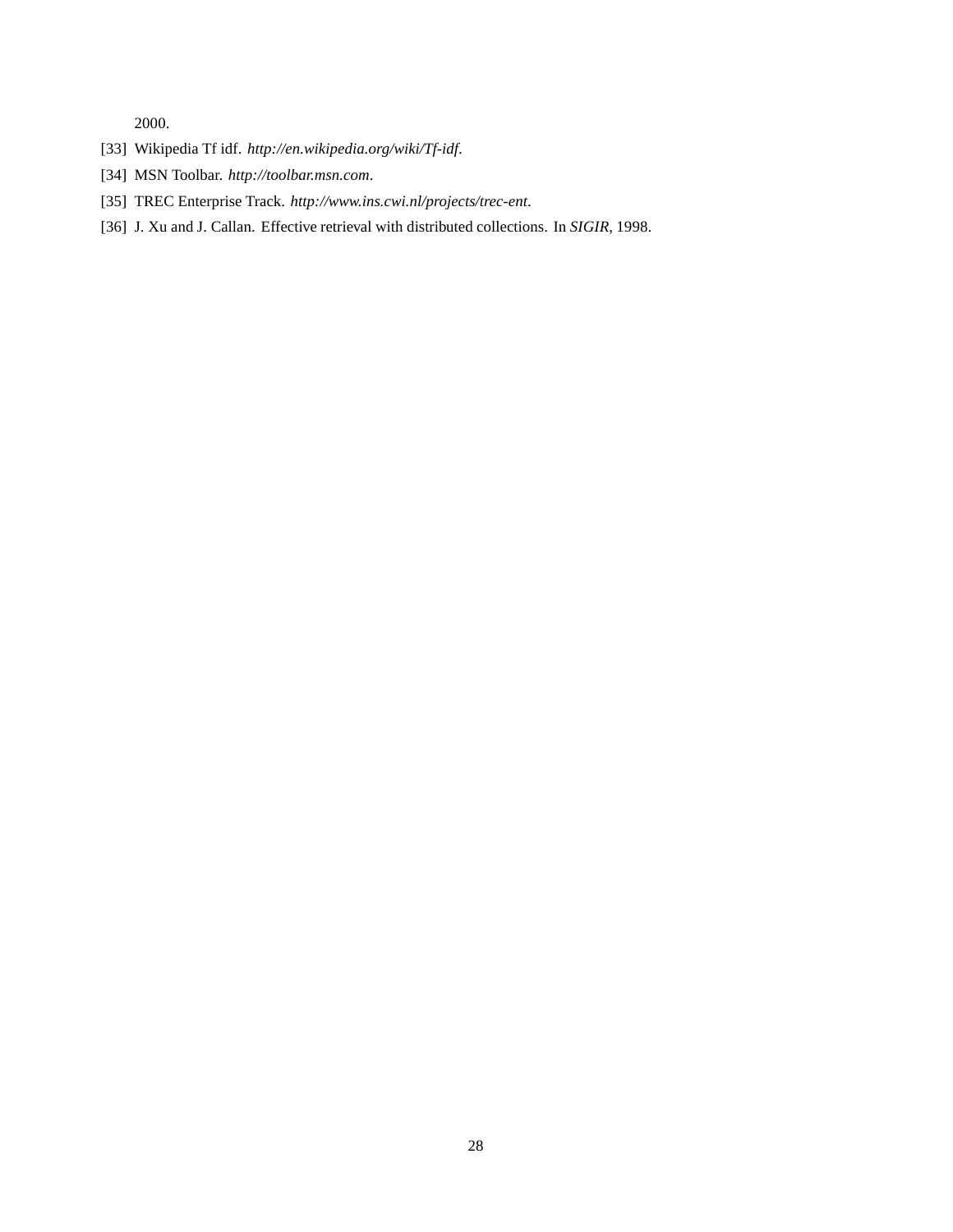2000.

[33] Wikipedia Tf idf. *http://en.wikipedia.org/wiki/Tf-idf*.

[34] MSN Toolbar. *http://toolbar.msn.com*.

[35] TREC Enterprise Track. *http://www.ins.cwi.nl/projects/trec-ent*.

[36] J. Xu and J. Callan. Effective retrieval with distributed collections. In *SIGIR*, 1998.